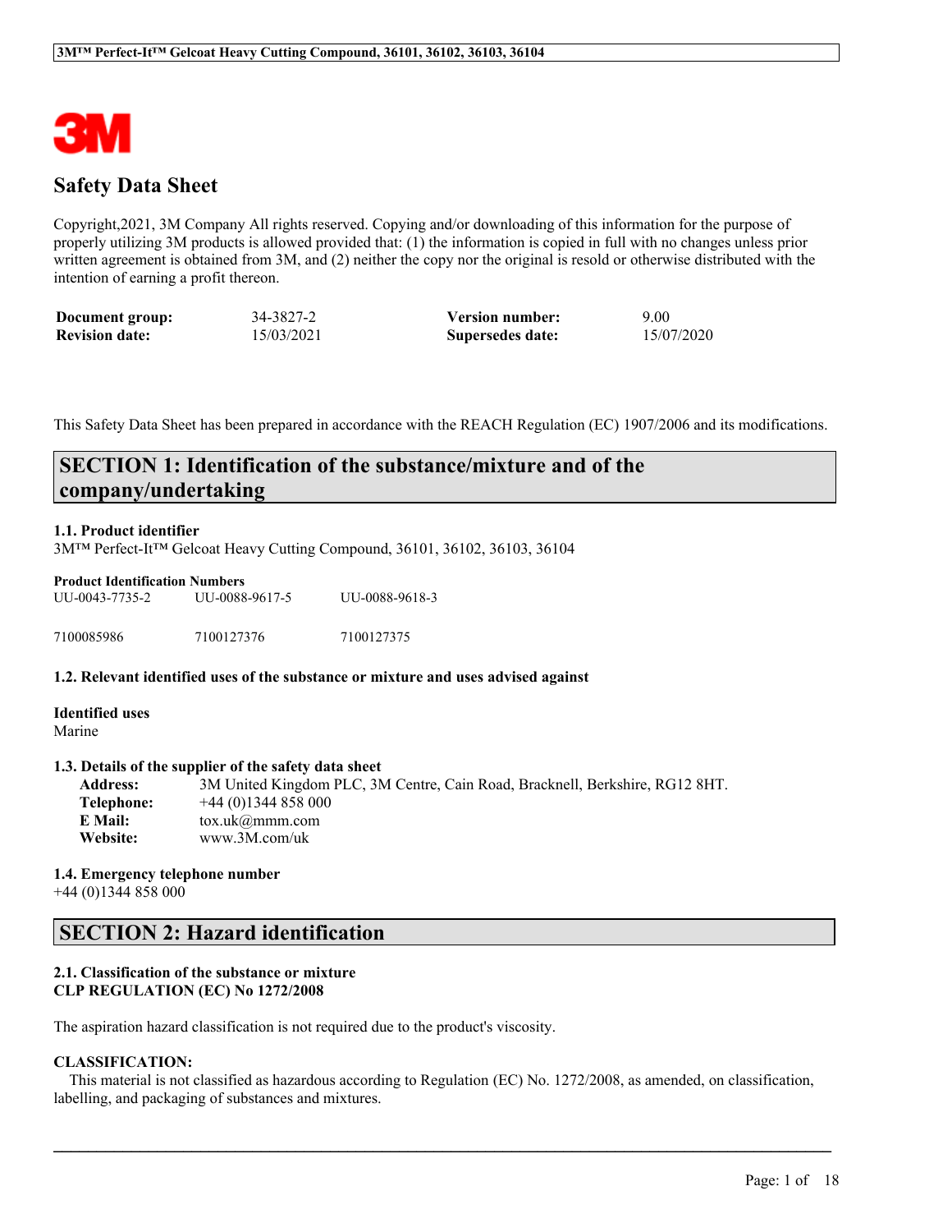# Safety Data Sheet

Copyright,2021, 3M Company All rights reserved. Copying and/or downloading of this information for the purpose of properly utilizing 3M products is allowed provided that: (1) the information is copied in full with no changes unless prior written agreement is obtained from 3M, and (2) neither the copy nor the original is resold or otherwise distributed with the intention of earning a profit thereon.

| | | | |
|---|---|---|---|
| **Document group:** | 34-3827-2 | **Version number:** | 9.00 |
| **Revision date:** | 15/03/2021 | **Supersedes date:** | 15/07/2020 |

This Safety Data Sheet has been prepared in accordance with the REACH Regulation (EC) 1907/2006 and its modifications.

## SECTION 1: Identification of the substance/mixture and of the company/undertaking

### 1.1. Product identifier

3M™ Perfect-It™ Gelcoat Heavy Cutting Compound, 36101, 36102, 36103, 36104

**Product Identification Numbers**

| | | |
|---|---|---|
| UU-0043-7735-2 | UU-0088-9617-5 | UU-0088-9618-3 |
| 7100085986 | 7100127376 | 7100127375 |

### 1.2. Relevant identified uses of the substance or mixture and uses advised against

**Identified uses**

Marine

### 1.3. Details of the supplier of the safety data sheet

**Address:** 3M United Kingdom PLC, 3M Centre, Cain Road, Bracknell, Berkshire, RG12 8HT.
**Telephone:** +44 (0)1344 858 000
**E Mail:** tox.uk@mmm.com
**Website:** www.3M.com/uk

### 1.4. Emergency telephone number

+44 (0)1344 858 000

## SECTION 2: Hazard identification

### 2.1. Classification of the substance or mixture
**CLP REGULATION (EC) No 1272/2008**

The aspiration hazard classification is not required due to the product's viscosity.

**CLASSIFICATION:**

This material is not classified as hazardous according to Regulation (EC) No. 1272/2008, as amended, on classification, labelling, and packaging of substances and mixtures.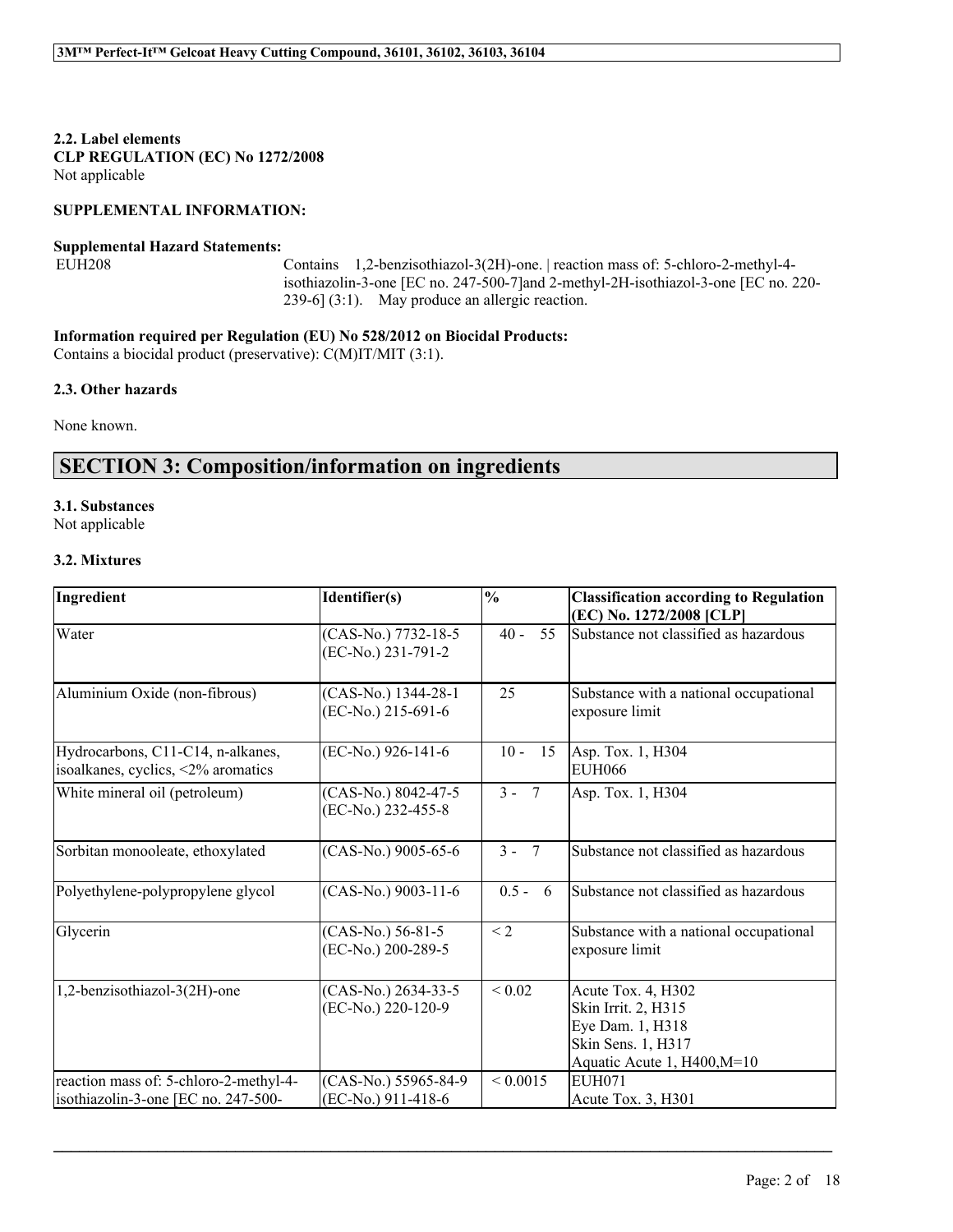**2.2. Label elements**
**CLP REGULATION (EC) No 1272/2008**
Not applicable

**SUPPLEMENTAL INFORMATION:**

**Supplemental Hazard Statements:**

EUH208 Contains 1,2-benzisothiazol-3(2H)-one. | reaction mass of: 5-chloro-2-methyl-4-isothiazolin-3-one [EC no. 247-500-7]and 2-methyl-2H-isothiazol-3-one [EC no. 220-239-6] (3:1). May produce an allergic reaction.

**Information required per Regulation (EU) No 528/2012 on Biocidal Products:**
Contains a biocidal product (preservative): C(M)IT/MIT (3:1).

**2.3. Other hazards**

None known.

## SECTION 3: Composition/information on ingredients

**3.1. Substances**
Not applicable

**3.2. Mixtures**

| Ingredient | Identifier(s) | % | Classification according to Regulation (EC) No. 1272/2008 [CLP] |
|---|---|---|---|
| Water | (CAS-No.) 7732-18-5<br>(EC-No.) 231-791-2 | 40 - 55 | Substance not classified as hazardous |
| Aluminium Oxide (non-fibrous) | (CAS-No.) 1344-28-1<br>(EC-No.) 215-691-6 | 25 | Substance with a national occupational exposure limit |
| Hydrocarbons, C11-C14, n-alkanes, isoalkanes, cyclics, <2% aromatics | (EC-No.) 926-141-6 | 10 - 15 | Asp. Tox. 1, H304<br>EUH066 |
| White mineral oil (petroleum) | (CAS-No.) 8042-47-5<br>(EC-No.) 232-455-8 | 3 - 7 | Asp. Tox. 1, H304 |
| Sorbitan monooleate, ethoxylated | (CAS-No.) 9005-65-6 | 3 - 7 | Substance not classified as hazardous |
| Polyethylene-polypropylene glycol | (CAS-No.) 9003-11-6 | 0.5 - 6 | Substance not classified as hazardous |
| Glycerin | (CAS-No.) 56-81-5<br>(EC-No.) 200-289-5 | < 2 | Substance with a national occupational exposure limit |
| 1,2-benzisothiazol-3(2H)-one | (CAS-No.) 2634-33-5<br>(EC-No.) 220-120-9 | < 0.02 | Acute Tox. 4, H302<br>Skin Irrit. 2, H315<br>Eye Dam. 1, H318<br>Skin Sens. 1, H317<br>Aquatic Acute 1, H400,M=10 |
| reaction mass of: 5-chloro-2-methyl-4-isothiazolin-3-one [EC no. 247-500- | (CAS-No.) 55965-84-9<br>(EC-No.) 911-418-6 | < 0.0015 | EUH071<br>Acute Tox. 3, H301 |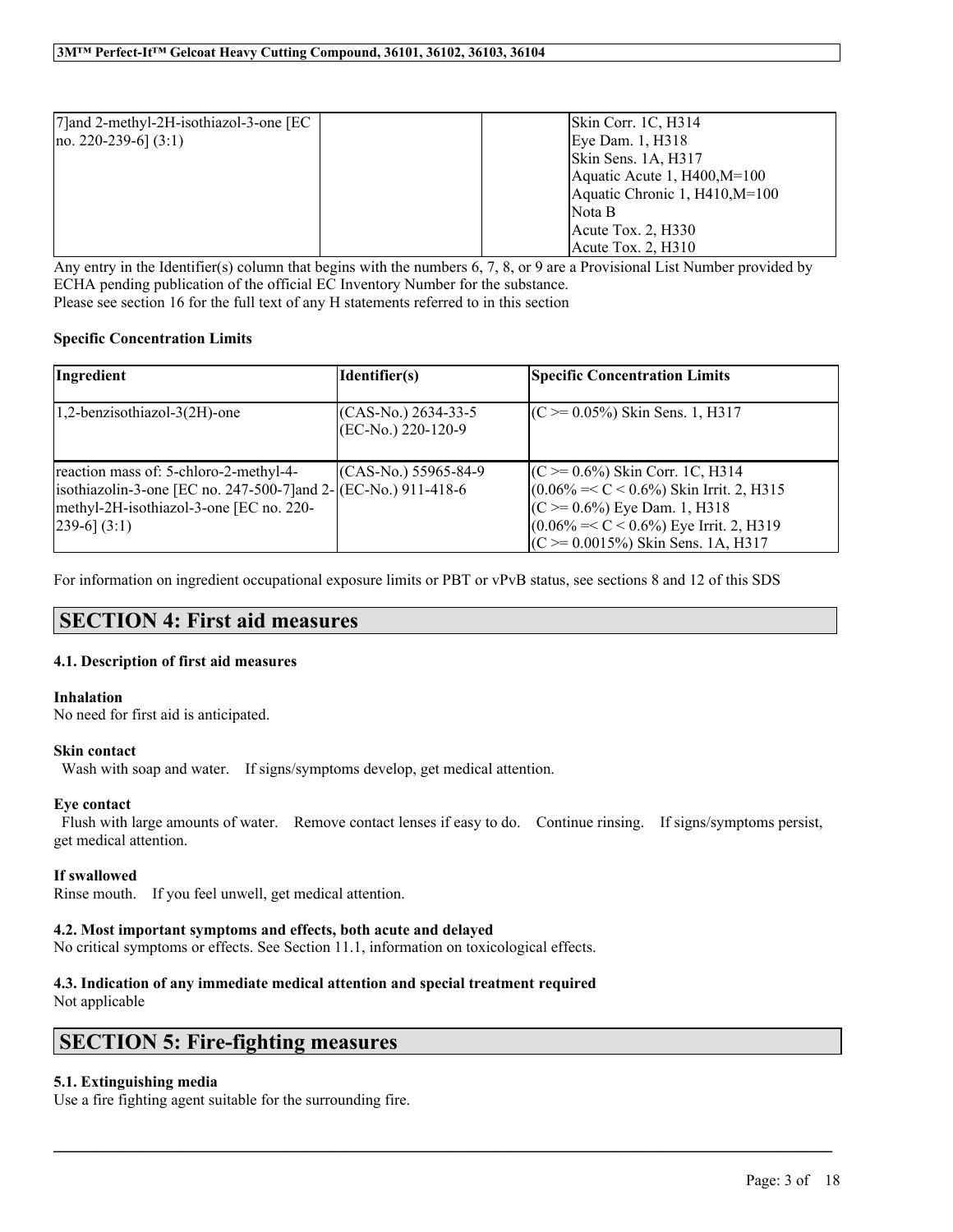| | | | |
|---|---|---|---|
| 7]and 2-methyl-2H-isothiazol-3-one [EC no. 220-239-6] (3:1) | | | Skin Corr. 1C, H314<br>Eye Dam. 1, H318<br>Skin Sens. 1A, H317<br>Aquatic Acute 1, H400,M=100<br>Aquatic Chronic 1, H410,M=100<br>Nota B<br>Acute Tox. 2, H330<br>Acute Tox. 2, H310 |

Any entry in the Identifier(s) column that begins with the numbers 6, 7, 8, or 9 are a Provisional List Number provided by ECHA pending publication of the official EC Inventory Number for the substance.
Please see section 16 for the full text of any H statements referred to in this section

**Specific Concentration Limits**

| Ingredient | Identifier(s) | Specific Concentration Limits |
|---|---|---|
| 1,2-benzisothiazol-3(2H)-one | (CAS-No.) 2634-33-5<br>(EC-No.) 220-120-9 | (C >= 0.05%) Skin Sens. 1, H317 |
| reaction mass of: 5-chloro-2-methyl-4-isothiazolin-3-one [EC no. 247-500-7]and 2-methyl-2H-isothiazol-3-one [EC no. 220-239-6] (3:1) | (CAS-No.) 55965-84-9<br>(EC-No.) 911-418-6 | (C >= 0.6%) Skin Corr. 1C, H314<br>(0.06% =< C < 0.6%) Skin Irrit. 2, H315<br>(C >= 0.6%) Eye Dam. 1, H318<br>(0.06% =< C < 0.6%) Eye Irrit. 2, H319<br>(C >= 0.0015%) Skin Sens. 1A, H317 |

For information on ingredient occupational exposure limits or PBT or vPvB status, see sections 8 and 12 of this SDS

# SECTION 4: First aid measures

### 4.1. Description of first aid measures

**Inhalation**
No need for first aid is anticipated.

**Skin contact**
Wash with soap and water. If signs/symptoms develop, get medical attention.

**Eye contact**
Flush with large amounts of water. Remove contact lenses if easy to do. Continue rinsing. If signs/symptoms persist, get medical attention.

**If swallowed**
Rinse mouth. If you feel unwell, get medical attention.

### 4.2. Most important symptoms and effects, both acute and delayed
No critical symptoms or effects. See Section 11.1, information on toxicological effects.

### 4.3. Indication of any immediate medical attention and special treatment required
Not applicable

# SECTION 5: Fire-fighting measures

### 5.1. Extinguishing media
Use a fire fighting agent suitable for the surrounding fire.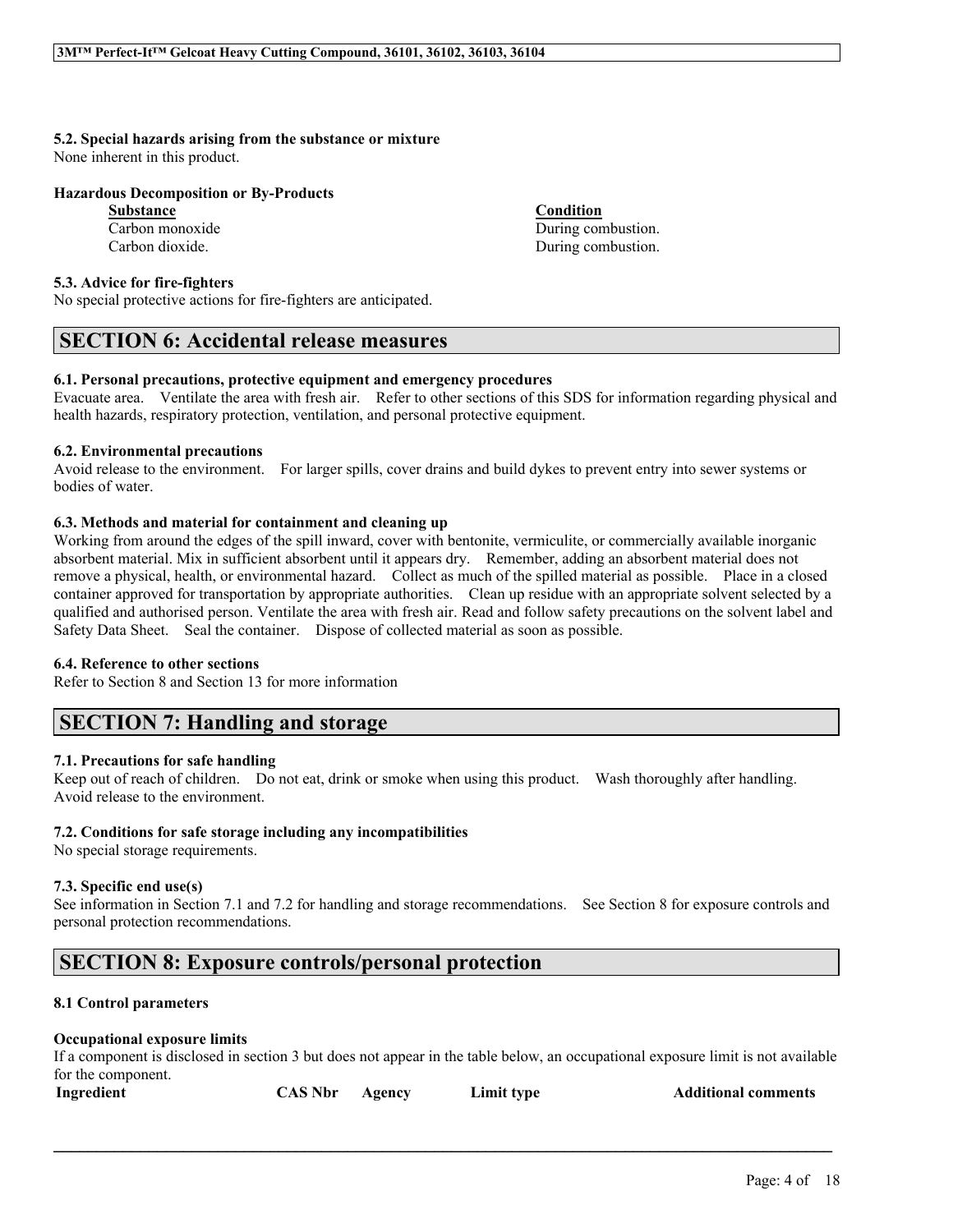#### 5.2. Special hazards arising from the substance or mixture

None inherent in this product.

**Hazardous Decomposition or By-Products**

| Substance | Condition |
| --- | --- |
| Carbon monoxide | During combustion. |
| Carbon dioxide. | During combustion. |

#### 5.3. Advice for fire-fighters

No special protective actions for fire-fighters are anticipated.

## SECTION 6: Accidental release measures

#### 6.1. Personal precautions, protective equipment and emergency procedures

Evacuate area. Ventilate the area with fresh air. Refer to other sections of this SDS for information regarding physical and health hazards, respiratory protection, ventilation, and personal protective equipment.

#### 6.2. Environmental precautions

Avoid release to the environment. For larger spills, cover drains and build dykes to prevent entry into sewer systems or bodies of water.

#### 6.3. Methods and material for containment and cleaning up

Working from around the edges of the spill inward, cover with bentonite, vermiculite, or commercially available inorganic absorbent material. Mix in sufficient absorbent until it appears dry. Remember, adding an absorbent material does not remove a physical, health, or environmental hazard. Collect as much of the spilled material as possible. Place in a closed container approved for transportation by appropriate authorities. Clean up residue with an appropriate solvent selected by a qualified and authorised person. Ventilate the area with fresh air. Read and follow safety precautions on the solvent label and Safety Data Sheet. Seal the container. Dispose of collected material as soon as possible.

#### 6.4. Reference to other sections

Refer to Section 8 and Section 13 for more information

## SECTION 7: Handling and storage

#### 7.1. Precautions for safe handling

Keep out of reach of children. Do not eat, drink or smoke when using this product. Wash thoroughly after handling. Avoid release to the environment.

#### 7.2. Conditions for safe storage including any incompatibilities

No special storage requirements.

#### 7.3. Specific end use(s)

See information in Section 7.1 and 7.2 for handling and storage recommendations. See Section 8 for exposure controls and personal protection recommendations.

## SECTION 8: Exposure controls/personal protection

#### 8.1 Control parameters

**Occupational exposure limits**

If a component is disclosed in section 3 but does not appear in the table below, an occupational exposure limit is not available for the component.

| Ingredient | CAS Nbr | Agency | Limit type | Additional comments |
| --- | --- | --- | --- | --- |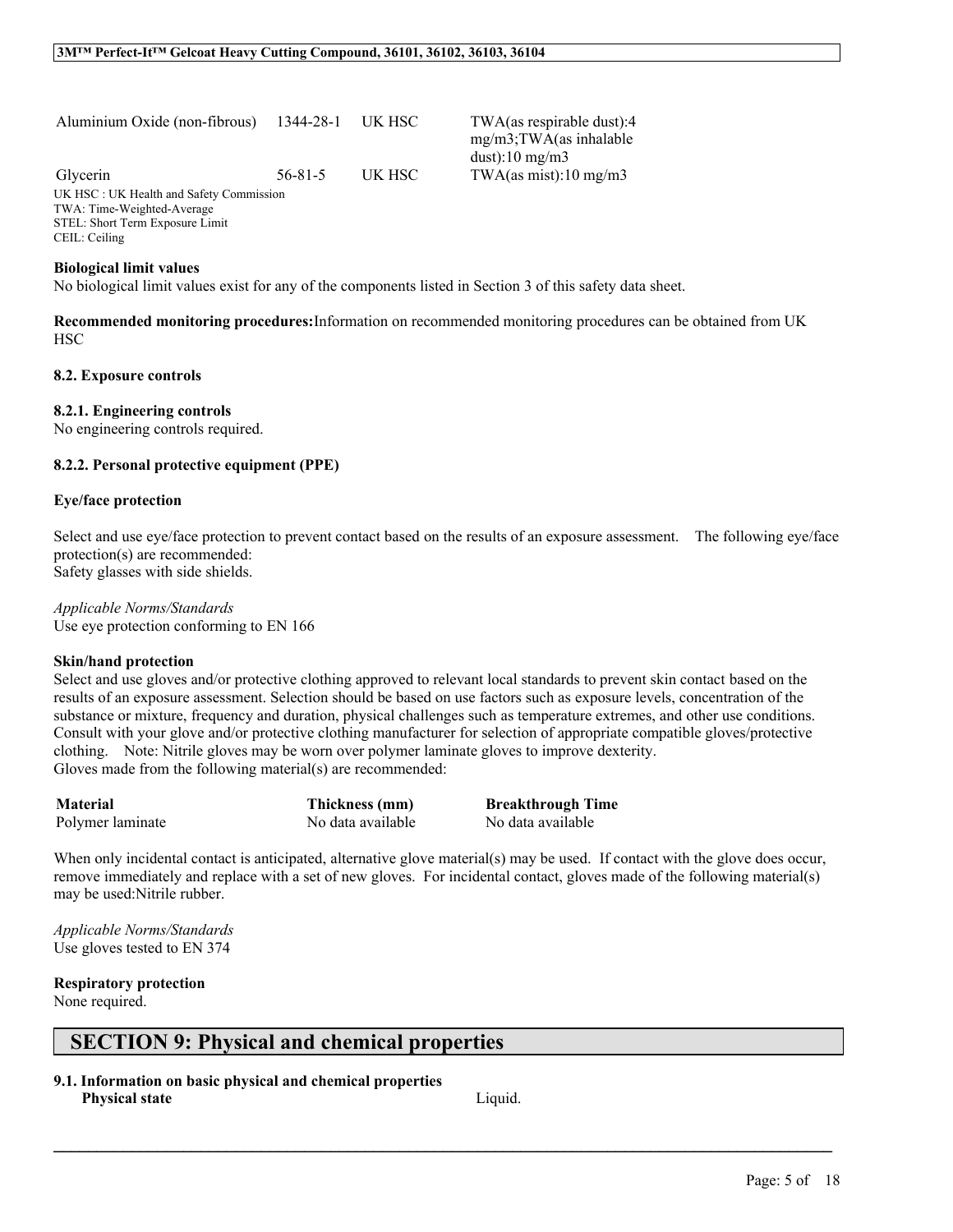| | | | |
|---|---|---|---|
| Aluminium Oxide (non-fibrous) | 1344-28-1 | UK HSC | TWA(as respirable dust):4 mg/m3;TWA(as inhalable dust):10 mg/m3 |
| Glycerin | 56-81-5 | UK HSC | TWA(as mist):10 mg/m3 |

UK HSC : UK Health and Safety Commission
TWA: Time-Weighted-Average
STEL: Short Term Exposure Limit
CEIL: Ceiling

**Biological limit values**
No biological limit values exist for any of the components listed in Section 3 of this safety data sheet.

**Recommended monitoring procedures:**Information on recommended monitoring procedures can be obtained from UK HSC

**8.2. Exposure controls**

**8.2.1. Engineering controls**
No engineering controls required.

**8.2.2. Personal protective equipment (PPE)**

**Eye/face protection**

Select and use eye/face protection to prevent contact based on the results of an exposure assessment. The following eye/face protection(s) are recommended:
Safety glasses with side shields.

*Applicable Norms/Standards*
Use eye protection conforming to EN 166

**Skin/hand protection**
Select and use gloves and/or protective clothing approved to relevant local standards to prevent skin contact based on the results of an exposure assessment. Selection should be based on use factors such as exposure levels, concentration of the substance or mixture, frequency and duration, physical challenges such as temperature extremes, and other use conditions. Consult with your glove and/or protective clothing manufacturer for selection of appropriate compatible gloves/protective clothing. Note: Nitrile gloves may be worn over polymer laminate gloves to improve dexterity.
Gloves made from the following material(s) are recommended:

| Material | Thickness (mm) | Breakthrough Time |
|---|---|---|
| Polymer laminate | No data available | No data available |

When only incidental contact is anticipated, alternative glove material(s) may be used. If contact with the glove does occur, remove immediately and replace with a set of new gloves. For incidental contact, gloves made of the following material(s) may be used:Nitrile rubber.

*Applicable Norms/Standards*
Use gloves tested to EN 374

**Respiratory protection**
None required.

# SECTION 9: Physical and chemical properties

**9.1. Information on basic physical and chemical properties**

| | |
|---|---|
| **Physical state** | Liquid. |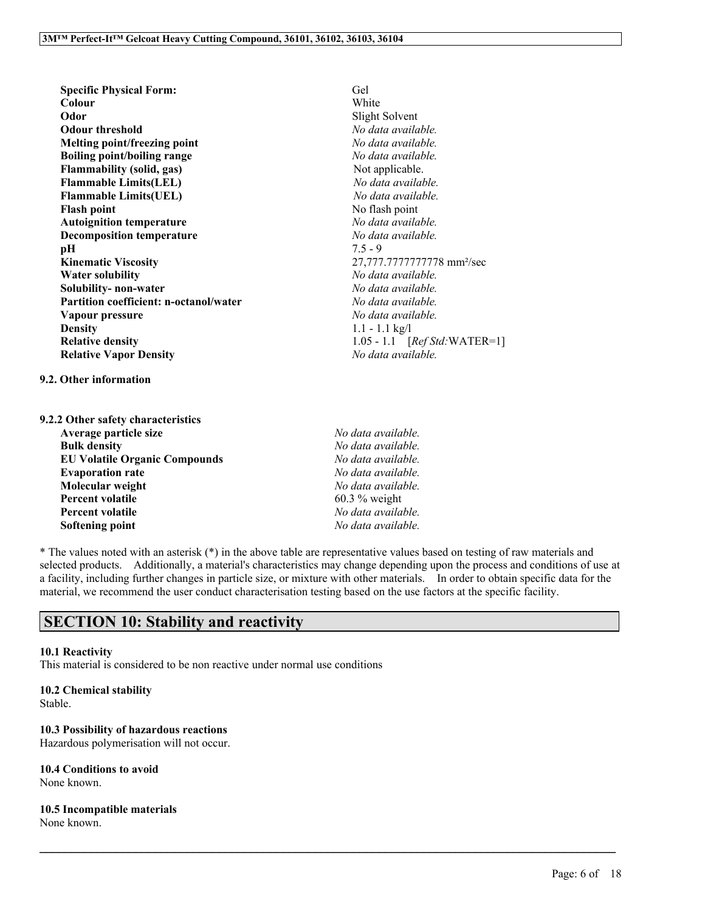| | |
|---|---|
| **Specific Physical Form:** | Gel |
| **Colour** | White |
| **Odor** | Slight Solvent |
| **Odour threshold** | *No data available.* |
| **Melting point/freezing point** | *No data available.* |
| **Boiling point/boiling range** | *No data available.* |
| **Flammability (solid, gas)** | Not applicable. |
| **Flammable Limits(LEL)** | *No data available.* |
| **Flammable Limits(UEL)** | *No data available.* |
| **Flash point** | No flash point |
| **Autoignition temperature** | *No data available.* |
| **Decomposition temperature** | *No data available.* |
| **pH** | 7.5 - 9 |
| **Kinematic Viscosity** | 27,777.7777777778 mm²/sec |
| **Water solubility** | *No data available.* |
| **Solubility- non-water** | *No data available.* |
| **Partition coefficient: n-octanol/water** | *No data available.* |
| **Vapour pressure** | *No data available.* |
| **Density** | 1.1 - 1.1 kg/l |
| **Relative density** | 1.05 - 1.1 [*Ref Std:*WATER=1] |
| **Relative Vapor Density** | *No data available.* |

**9.2. Other information**

**9.2.2 Other safety characteristics**

| | |
|---|---|
| **Average particle size** | *No data available.* |
| **Bulk density** | *No data available.* |
| **EU Volatile Organic Compounds** | *No data available.* |
| **Evaporation rate** | *No data available.* |
| **Molecular weight** | *No data available.* |
| **Percent volatile** | 60.3 % weight |
| **Percent volatile** | *No data available.* |
| **Softening point** | *No data available.* |

* The values noted with an asterisk (*) in the above table are representative values based on testing of raw materials and selected products. Additionally, a material's characteristics may change depending upon the process and conditions of use at a facility, including further changes in particle size, or mixture with other materials. In order to obtain specific data for the material, we recommend the user conduct characterisation testing based on the use factors at the specific facility.

## SECTION 10: Stability and reactivity

**10.1 Reactivity**
This material is considered to be non reactive under normal use conditions

**10.2 Chemical stability**
Stable.

**10.3 Possibility of hazardous reactions**
Hazardous polymerisation will not occur.

**10.4 Conditions to avoid**
None known.

**10.5 Incompatible materials**
None known.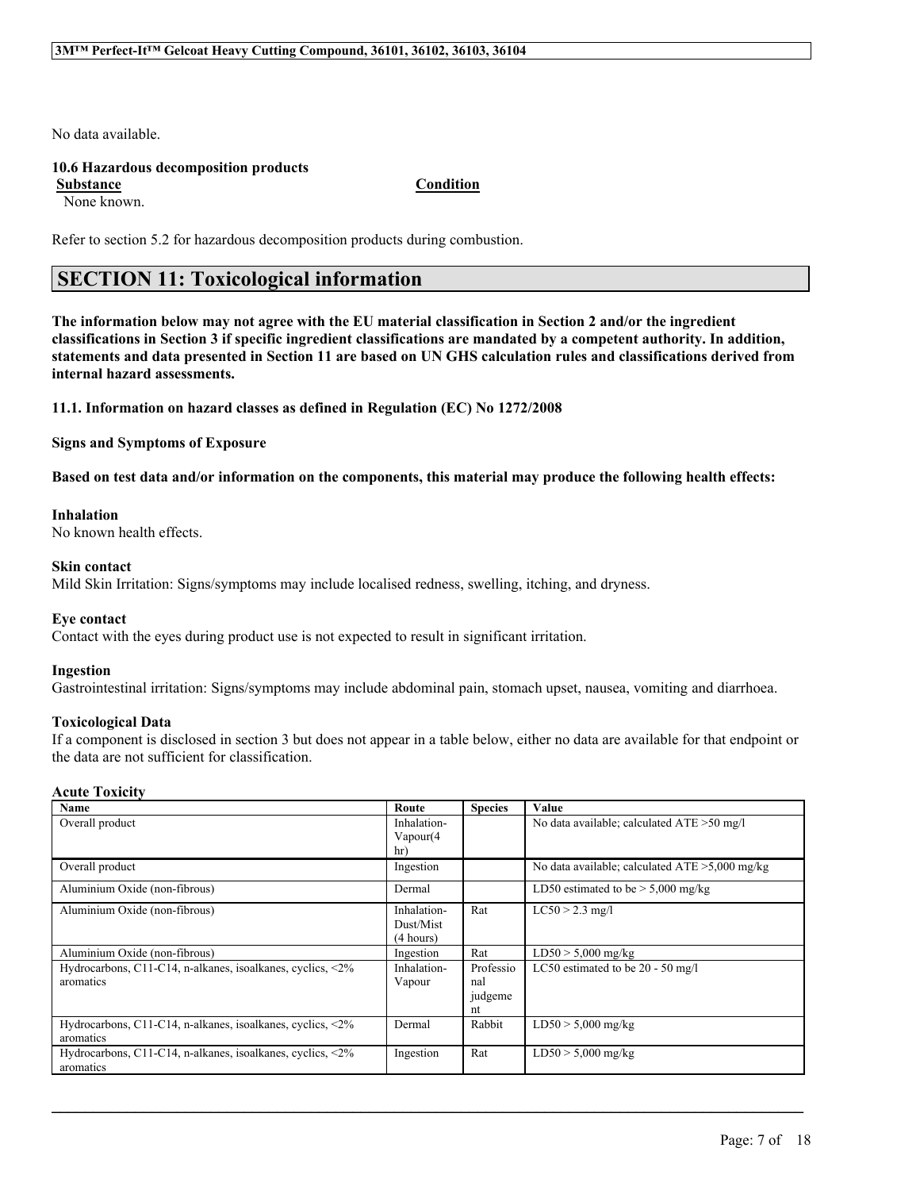No data available.

**10.6 Hazardous decomposition products**

| Substance | Condition |
| --- | --- |
| None known. | |

Refer to section 5.2 for hazardous decomposition products during combustion.

## SECTION 11: Toxicological information

**The information below may not agree with the EU material classification in Section 2 and/or the ingredient classifications in Section 3 if specific ingredient classifications are mandated by a competent authority. In addition, statements and data presented in Section 11 are based on UN GHS calculation rules and classifications derived from internal hazard assessments.**

**11.1. Information on hazard classes as defined in Regulation (EC) No 1272/2008**

**Signs and Symptoms of Exposure**

**Based on test data and/or information on the components, this material may produce the following health effects:**

**Inhalation**
No known health effects.

**Skin contact**
Mild Skin Irritation: Signs/symptoms may include localised redness, swelling, itching, and dryness.

**Eye contact**
Contact with the eyes during product use is not expected to result in significant irritation.

**Ingestion**
Gastrointestinal irritation: Signs/symptoms may include abdominal pain, stomach upset, nausea, vomiting and diarrhoea.

**Toxicological Data**
If a component is disclosed in section 3 but does not appear in a table below, either no data are available for that endpoint or the data are not sufficient for classification.

**Acute Toxicity**

| Name | Route | Species | Value |
| --- | --- | --- | --- |
| Overall product | Inhalation-Vapour(4 hr) | | No data available; calculated ATE >50 mg/l |
| Overall product | Ingestion | | No data available; calculated ATE >5,000 mg/kg |
| Aluminium Oxide (non-fibrous) | Dermal | | LD50 estimated to be > 5,000 mg/kg |
| Aluminium Oxide (non-fibrous) | Inhalation-Dust/Mist (4 hours) | Rat | LC50 > 2.3 mg/l |
| Aluminium Oxide (non-fibrous) | Ingestion | Rat | LD50 > 5,000 mg/kg |
| Hydrocarbons, C11-C14, n-alkanes, isoalkanes, cyclics, <2% aromatics | Inhalation-Vapour | Professional judgement | LC50 estimated to be 20 - 50 mg/l |
| Hydrocarbons, C11-C14, n-alkanes, isoalkanes, cyclics, <2% aromatics | Dermal | Rabbit | LD50 > 5,000 mg/kg |
| Hydrocarbons, C11-C14, n-alkanes, isoalkanes, cyclics, <2% aromatics | Ingestion | Rat | LD50 > 5,000 mg/kg |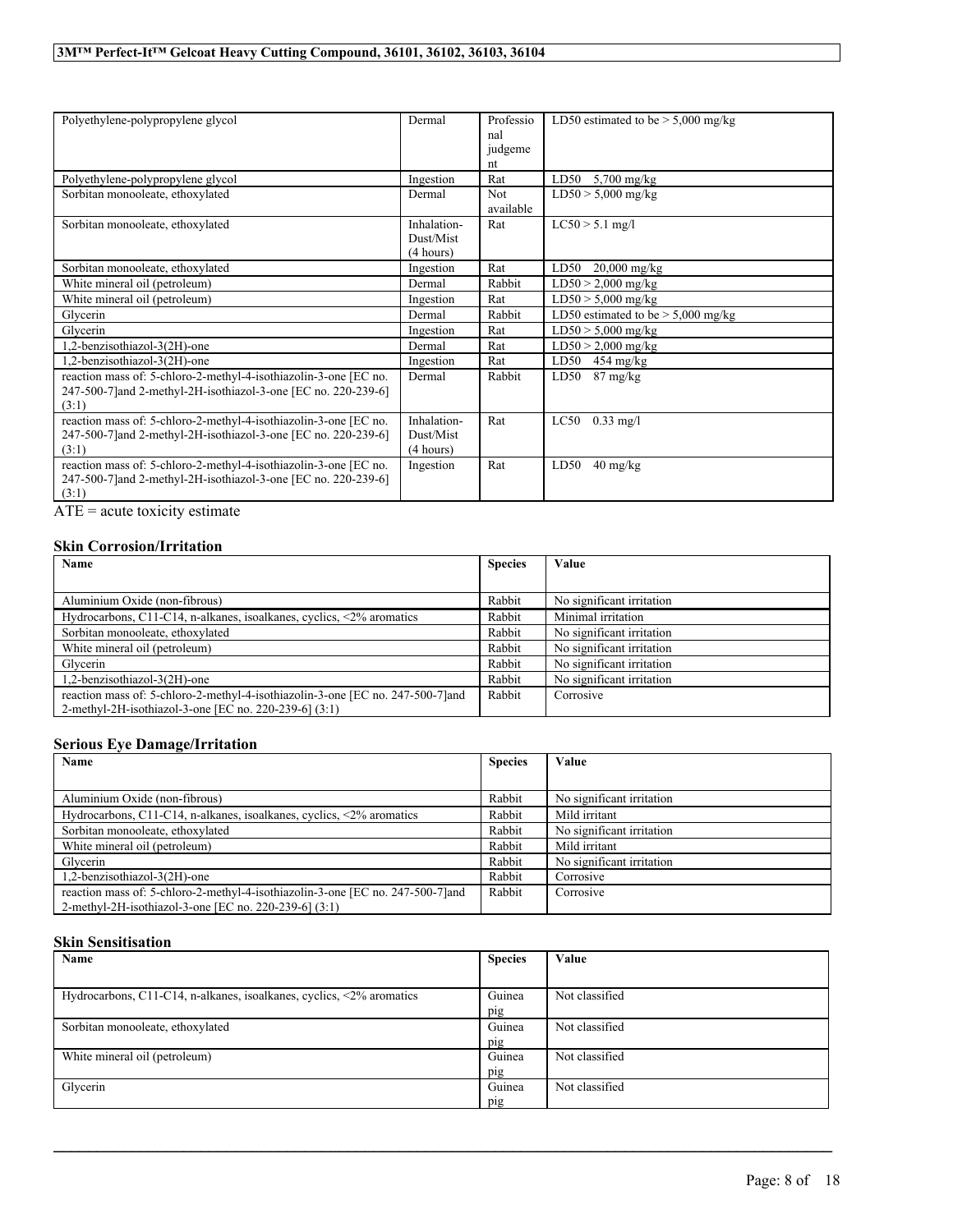| | | | |
|---|---|---|---|
| Polyethylene-polypropylene glycol | Dermal | Professional judgement | LD50 estimated to be > 5,000 mg/kg |
| Polyethylene-polypropylene glycol | Ingestion | Rat | LD50 5,700 mg/kg |
| Sorbitan monooleate, ethoxylated | Dermal | Not available | LD50 > 5,000 mg/kg |
| Sorbitan monooleate, ethoxylated | Inhalation-Dust/Mist (4 hours) | Rat | LC50 > 5.1 mg/l |
| Sorbitan monooleate, ethoxylated | Ingestion | Rat | LD50 20,000 mg/kg |
| White mineral oil (petroleum) | Dermal | Rabbit | LD50 > 2,000 mg/kg |
| White mineral oil (petroleum) | Ingestion | Rat | LD50 > 5,000 mg/kg |
| Glycerin | Dermal | Rabbit | LD50 estimated to be > 5,000 mg/kg |
| Glycerin | Ingestion | Rat | LD50 > 5,000 mg/kg |
| 1,2-benzisothiazol-3(2H)-one | Dermal | Rat | LD50 > 2,000 mg/kg |
| 1,2-benzisothiazol-3(2H)-one | Ingestion | Rat | LD50 454 mg/kg |
| reaction mass of: 5-chloro-2-methyl-4-isothiazolin-3-one [EC no. 247-500-7]and 2-methyl-2H-isothiazol-3-one [EC no. 220-239-6] (3:1) | Dermal | Rabbit | LD50 87 mg/kg |
| reaction mass of: 5-chloro-2-methyl-4-isothiazolin-3-one [EC no. 247-500-7]and 2-methyl-2H-isothiazol-3-one [EC no. 220-239-6] (3:1) | Inhalation-Dust/Mist (4 hours) | Rat | LC50 0.33 mg/l |
| reaction mass of: 5-chloro-2-methyl-4-isothiazolin-3-one [EC no. 247-500-7]and 2-methyl-2H-isothiazol-3-one [EC no. 220-239-6] (3:1) | Ingestion | Rat | LD50 40 mg/kg |

ATE = acute toxicity estimate

### Skin Corrosion/Irritation

| Name | Species | Value |
|---|---|---|
| Aluminium Oxide (non-fibrous) | Rabbit | No significant irritation |
| Hydrocarbons, C11-C14, n-alkanes, isoalkanes, cyclics, <2% aromatics | Rabbit | Minimal irritation |
| Sorbitan monooleate, ethoxylated | Rabbit | No significant irritation |
| White mineral oil (petroleum) | Rabbit | No significant irritation |
| Glycerin | Rabbit | No significant irritation |
| 1,2-benzisothiazol-3(2H)-one | Rabbit | No significant irritation |
| reaction mass of: 5-chloro-2-methyl-4-isothiazolin-3-one [EC no. 247-500-7]and 2-methyl-2H-isothiazol-3-one [EC no. 220-239-6] (3:1) | Rabbit | Corrosive |

### Serious Eye Damage/Irritation

| Name | Species | Value |
|---|---|---|
| Aluminium Oxide (non-fibrous) | Rabbit | No significant irritation |
| Hydrocarbons, C11-C14, n-alkanes, isoalkanes, cyclics, <2% aromatics | Rabbit | Mild irritant |
| Sorbitan monooleate, ethoxylated | Rabbit | No significant irritation |
| White mineral oil (petroleum) | Rabbit | Mild irritant |
| Glycerin | Rabbit | No significant irritation |
| 1,2-benzisothiazol-3(2H)-one | Rabbit | Corrosive |
| reaction mass of: 5-chloro-2-methyl-4-isothiazolin-3-one [EC no. 247-500-7]and 2-methyl-2H-isothiazol-3-one [EC no. 220-239-6] (3:1) | Rabbit | Corrosive |

### Skin Sensitisation

| Name | Species | Value |
|---|---|---|
| Hydrocarbons, C11-C14, n-alkanes, isoalkanes, cyclics, <2% aromatics | Guinea pig | Not classified |
| Sorbitan monooleate, ethoxylated | Guinea pig | Not classified |
| White mineral oil (petroleum) | Guinea pig | Not classified |
| Glycerin | Guinea pig | Not classified |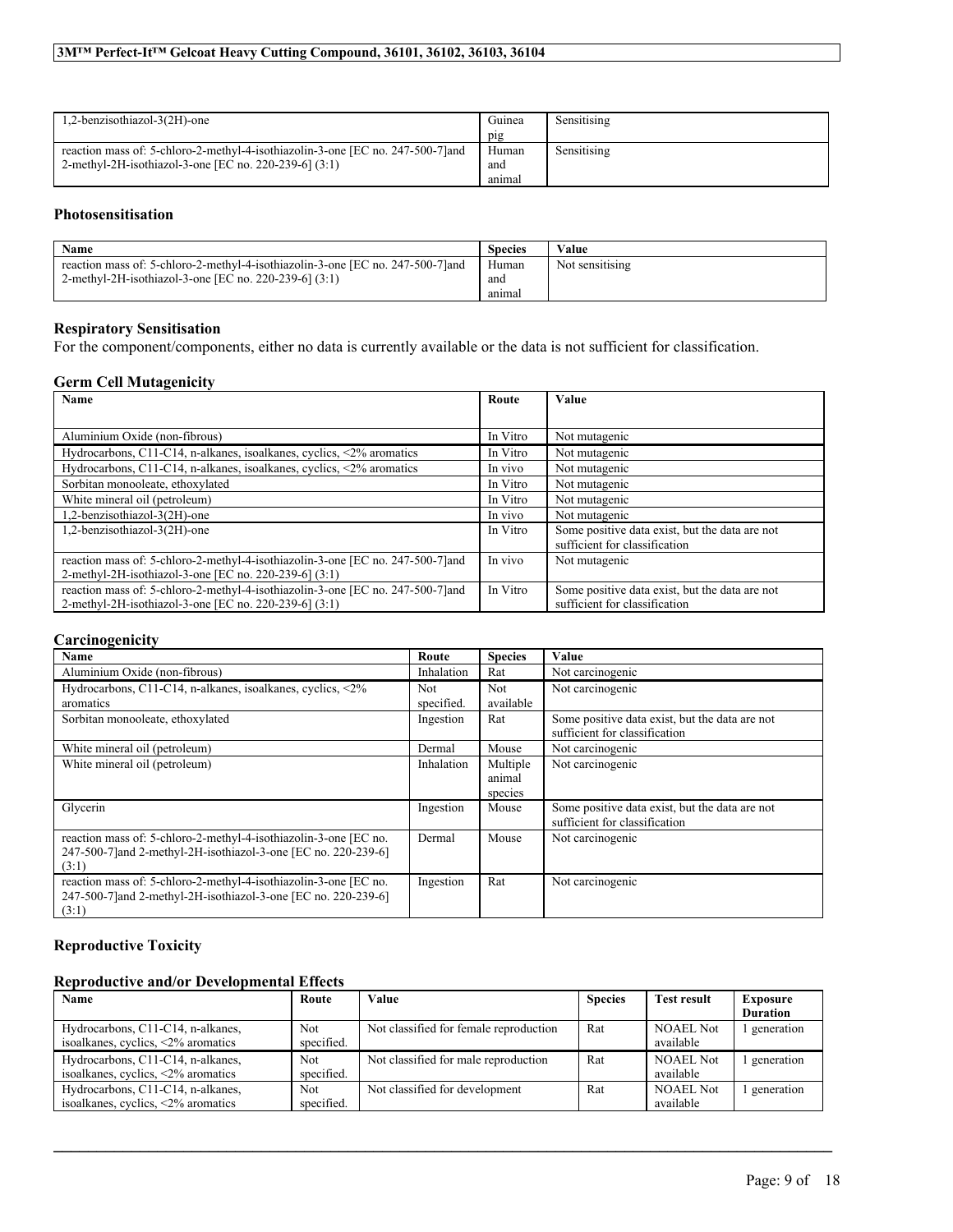| | | |
|---|---|---|
| 1,2-benzisothiazol-3(2H)-one | Guinea pig | Sensitising |
| reaction mass of: 5-chloro-2-methyl-4-isothiazolin-3-one [EC no. 247-500-7]and 2-methyl-2H-isothiazol-3-one [EC no. 220-239-6] (3:1) | Human and animal | Sensitising |

### Photosensitisation

| Name | Species | Value |
|---|---|---|
| reaction mass of: 5-chloro-2-methyl-4-isothiazolin-3-one [EC no. 247-500-7]and 2-methyl-2H-isothiazol-3-one [EC no. 220-239-6] (3:1) | Human and animal | Not sensitising |

### Respiratory Sensitisation

For the component/components, either no data is currently available or the data is not sufficient for classification.

### Germ Cell Mutagenicity

| Name | Route | Value |
|---|---|---|
| Aluminium Oxide (non-fibrous) | In Vitro | Not mutagenic |
| Hydrocarbons, C11-C14, n-alkanes, isoalkanes, cyclics, <2% aromatics | In Vitro | Not mutagenic |
| Hydrocarbons, C11-C14, n-alkanes, isoalkanes, cyclics, <2% aromatics | In vivo | Not mutagenic |
| Sorbitan monooleate, ethoxylated | In Vitro | Not mutagenic |
| White mineral oil (petroleum) | In Vitro | Not mutagenic |
| 1,2-benzisothiazol-3(2H)-one | In vivo | Not mutagenic |
| 1,2-benzisothiazol-3(2H)-one | In Vitro | Some positive data exist, but the data are not sufficient for classification |
| reaction mass of: 5-chloro-2-methyl-4-isothiazolin-3-one [EC no. 247-500-7]and 2-methyl-2H-isothiazol-3-one [EC no. 220-239-6] (3:1) | In vivo | Not mutagenic |
| reaction mass of: 5-chloro-2-methyl-4-isothiazolin-3-one [EC no. 247-500-7]and 2-methyl-2H-isothiazol-3-one [EC no. 220-239-6] (3:1) | In Vitro | Some positive data exist, but the data are not sufficient for classification |

### Carcinogenicity

| Name | Route | Species | Value |
|---|---|---|---|
| Aluminium Oxide (non-fibrous) | Inhalation | Rat | Not carcinogenic |
| Hydrocarbons, C11-C14, n-alkanes, isoalkanes, cyclics, <2% aromatics | Not specified. | Not available | Not carcinogenic |
| Sorbitan monooleate, ethoxylated | Ingestion | Rat | Some positive data exist, but the data are not sufficient for classification |
| White mineral oil (petroleum) | Dermal | Mouse | Not carcinogenic |
| White mineral oil (petroleum) | Inhalation | Multiple animal species | Not carcinogenic |
| Glycerin | Ingestion | Mouse | Some positive data exist, but the data are not sufficient for classification |
| reaction mass of: 5-chloro-2-methyl-4-isothiazolin-3-one [EC no. 247-500-7]and 2-methyl-2H-isothiazol-3-one [EC no. 220-239-6] (3:1) | Dermal | Mouse | Not carcinogenic |
| reaction mass of: 5-chloro-2-methyl-4-isothiazolin-3-one [EC no. 247-500-7]and 2-methyl-2H-isothiazol-3-one [EC no. 220-239-6] (3:1) | Ingestion | Rat | Not carcinogenic |

### Reproductive Toxicity

### Reproductive and/or Developmental Effects

| Name | Route | Value | Species | Test result | Exposure Duration |
|---|---|---|---|---|---|
| Hydrocarbons, C11-C14, n-alkanes, isoalkanes, cyclics, <2% aromatics | Not specified. | Not classified for female reproduction | Rat | NOAEL Not available | 1 generation |
| Hydrocarbons, C11-C14, n-alkanes, isoalkanes, cyclics, <2% aromatics | Not specified. | Not classified for male reproduction | Rat | NOAEL Not available | 1 generation |
| Hydrocarbons, C11-C14, n-alkanes, isoalkanes, cyclics, <2% aromatics | Not specified. | Not classified for development | Rat | NOAEL Not available | 1 generation |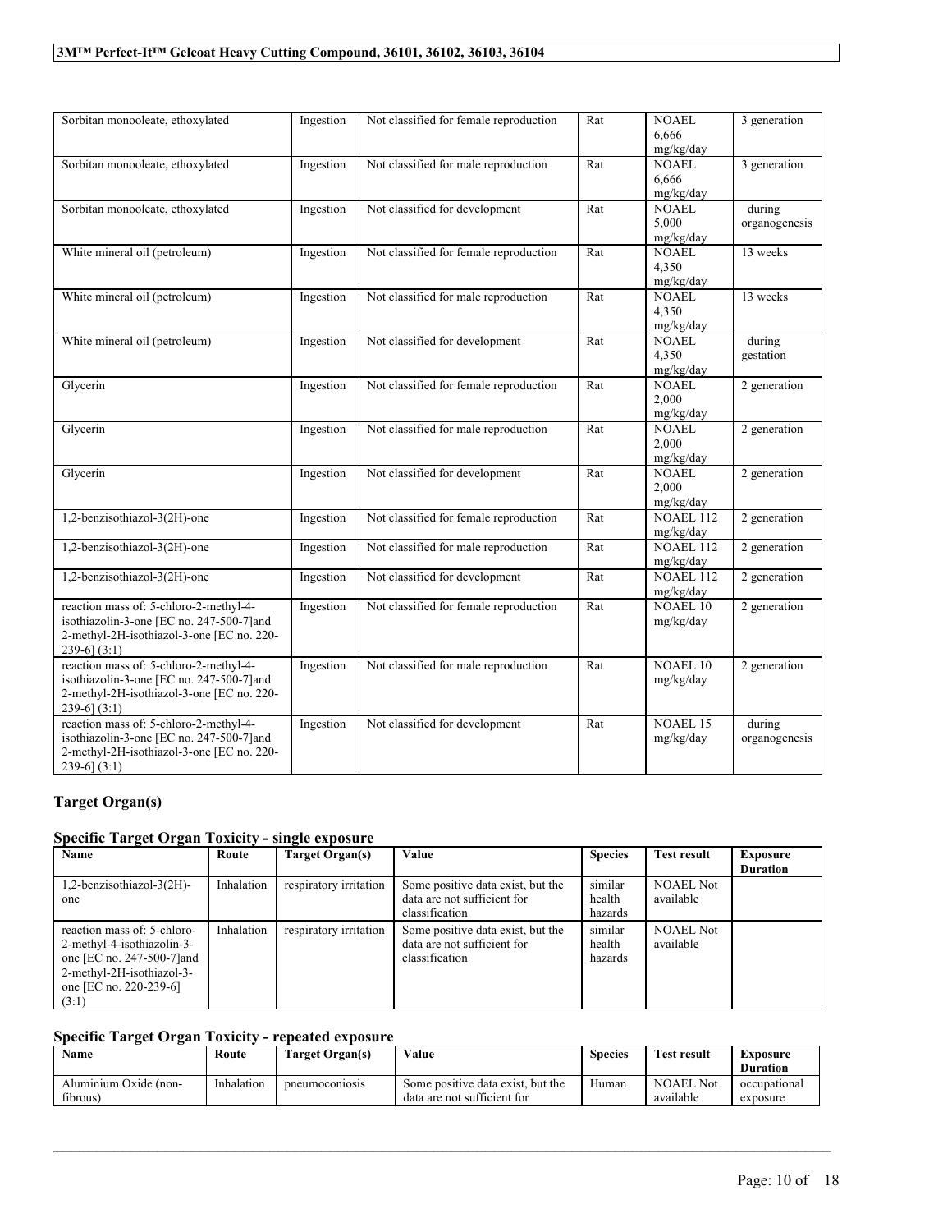| | | | | | |
|---|---|---|---|---|---|
| Sorbitan monooleate, ethoxylated | Ingestion | Not classified for female reproduction | Rat | NOAEL 6,666 mg/kg/day | 3 generation |
| Sorbitan monooleate, ethoxylated | Ingestion | Not classified for male reproduction | Rat | NOAEL 6,666 mg/kg/day | 3 generation |
| Sorbitan monooleate, ethoxylated | Ingestion | Not classified for development | Rat | NOAEL 5,000 mg/kg/day | during organogenesis |
| White mineral oil (petroleum) | Ingestion | Not classified for female reproduction | Rat | NOAEL 4,350 mg/kg/day | 13 weeks |
| White mineral oil (petroleum) | Ingestion | Not classified for male reproduction | Rat | NOAEL 4,350 mg/kg/day | 13 weeks |
| White mineral oil (petroleum) | Ingestion | Not classified for development | Rat | NOAEL 4,350 mg/kg/day | during gestation |
| Glycerin | Ingestion | Not classified for female reproduction | Rat | NOAEL 2,000 mg/kg/day | 2 generation |
| Glycerin | Ingestion | Not classified for male reproduction | Rat | NOAEL 2,000 mg/kg/day | 2 generation |
| Glycerin | Ingestion | Not classified for development | Rat | NOAEL 2,000 mg/kg/day | 2 generation |
| 1,2-benzisothiazol-3(2H)-one | Ingestion | Not classified for female reproduction | Rat | NOAEL 112 mg/kg/day | 2 generation |
| 1,2-benzisothiazol-3(2H)-one | Ingestion | Not classified for male reproduction | Rat | NOAEL 112 mg/kg/day | 2 generation |
| 1,2-benzisothiazol-3(2H)-one | Ingestion | Not classified for development | Rat | NOAEL 112 mg/kg/day | 2 generation |
| reaction mass of: 5-chloro-2-methyl-4-isothiazolin-3-one [EC no. 247-500-7]and 2-methyl-2H-isothiazol-3-one [EC no. 220-239-6] (3:1) | Ingestion | Not classified for female reproduction | Rat | NOAEL 10 mg/kg/day | 2 generation |
| reaction mass of: 5-chloro-2-methyl-4-isothiazolin-3-one [EC no. 247-500-7]and 2-methyl-2H-isothiazol-3-one [EC no. 220-239-6] (3:1) | Ingestion | Not classified for male reproduction | Rat | NOAEL 10 mg/kg/day | 2 generation |
| reaction mass of: 5-chloro-2-methyl-4-isothiazolin-3-one [EC no. 247-500-7]and 2-methyl-2H-isothiazol-3-one [EC no. 220-239-6] (3:1) | Ingestion | Not classified for development | Rat | NOAEL 15 mg/kg/day | during organogenesis |

## Target Organ(s)

### Specific Target Organ Toxicity - single exposure

| Name | Route | Target Organ(s) | Value | Species | Test result | Exposure Duration |
|---|---|---|---|---|---|---|
| 1,2-benzisothiazol-3(2H)-one | Inhalation | respiratory irritation | Some positive data exist, but the data are not sufficient for classification | similar health hazards | NOAEL Not available | |
| reaction mass of: 5-chloro-2-methyl-4-isothiazolin-3-one [EC no. 247-500-7]and 2-methyl-2H-isothiazol-3-one [EC no. 220-239-6] (3:1) | Inhalation | respiratory irritation | Some positive data exist, but the data are not sufficient for classification | similar health hazards | NOAEL Not available | |

### Specific Target Organ Toxicity - repeated exposure

| Name | Route | Target Organ(s) | Value | Species | Test result | Exposure Duration |
|---|---|---|---|---|---|---|
| Aluminium Oxide (non-fibrous) | Inhalation | pneumoconiosis | Some positive data exist, but the data are not sufficient for | Human | NOAEL Not available | occupational exposure |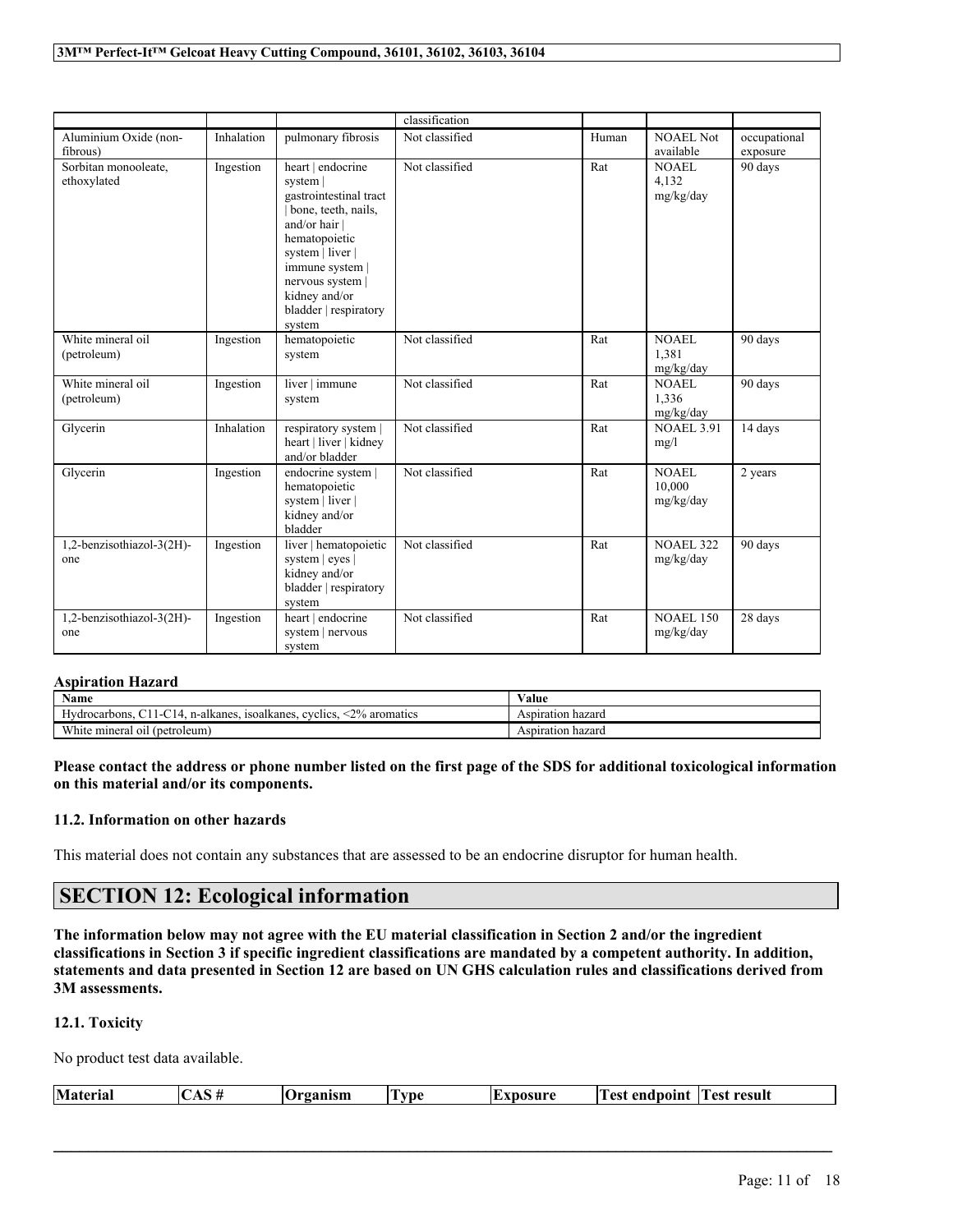| | | | classification | | | |
|---|---|---|---|---|---|---|
| Aluminium Oxide (non-fibrous) | Inhalation | pulmonary fibrosis | Not classified | Human | NOAEL Not available | occupational exposure |
| Sorbitan monooleate, ethoxylated | Ingestion | heart \| endocrine system \| gastrointestinal tract \| bone, teeth, nails, and/or hair \| hematopoietic system \| liver \| immune system \| nervous system \| kidney and/or bladder \| respiratory system | Not classified | Rat | NOAEL 4,132 mg/kg/day | 90 days |
| White mineral oil (petroleum) | Ingestion | hematopoietic system | Not classified | Rat | NOAEL 1,381 mg/kg/day | 90 days |
| White mineral oil (petroleum) | Ingestion | liver \| immune system | Not classified | Rat | NOAEL 1,336 mg/kg/day | 90 days |
| Glycerin | Inhalation | respiratory system \| heart \| liver \| kidney and/or bladder | Not classified | Rat | NOAEL 3.91 mg/l | 14 days |
| Glycerin | Ingestion | endocrine system \| hematopoietic system \| liver \| kidney and/or bladder | Not classified | Rat | NOAEL 10,000 mg/kg/day | 2 years |
| 1,2-benzisothiazol-3(2H)-one | Ingestion | liver \| hematopoietic system \| eyes \| kidney and/or bladder \| respiratory system | Not classified | Rat | NOAEL 322 mg/kg/day | 90 days |
| 1,2-benzisothiazol-3(2H)-one | Ingestion | heart \| endocrine system \| nervous system | Not classified | Rat | NOAEL 150 mg/kg/day | 28 days |

**Aspiration Hazard**

| Name | Value |
|---|---|
| Hydrocarbons, C11-C14, n-alkanes, isoalkanes, cyclics, <2% aromatics | Aspiration hazard |
| White mineral oil (petroleum) | Aspiration hazard |

**Please contact the address or phone number listed on the first page of the SDS for additional toxicological information on this material and/or its components.**

### 11.2. Information on other hazards

This material does not contain any substances that are assessed to be an endocrine disruptor for human health.

## SECTION 12: Ecological information

**The information below may not agree with the EU material classification in Section 2 and/or the ingredient classifications in Section 3 if specific ingredient classifications are mandated by a competent authority. In addition, statements and data presented in Section 12 are based on UN GHS calculation rules and classifications derived from 3M assessments.**

### 12.1. Toxicity

No product test data available.

| Material | CAS # | Organism | Type | Exposure | Test endpoint | Test result |
|---|---|---|---|---|---|---|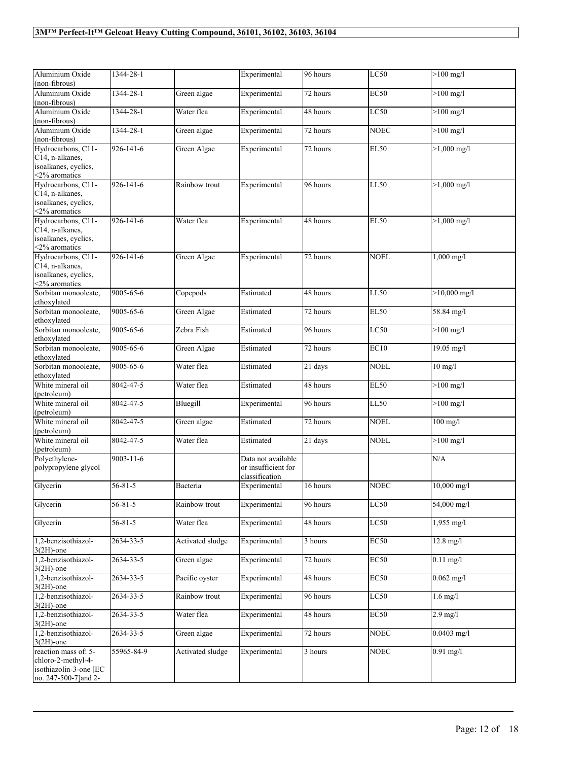| Aluminium Oxide (non-fibrous) | 1344-28-1 | | Experimental | 96 hours | LC50 | >100 mg/l |
|---|---|---|---|---|---|---|
| Aluminium Oxide (non-fibrous) | 1344-28-1 | Green algae | Experimental | 72 hours | EC50 | >100 mg/l |
| Aluminium Oxide (non-fibrous) | 1344-28-1 | Water flea | Experimental | 48 hours | LC50 | >100 mg/l |
| Aluminium Oxide (non-fibrous) | 1344-28-1 | Green algae | Experimental | 72 hours | NOEC | >100 mg/l |
| Hydrocarbons, C11-C14, n-alkanes, isoalkanes, cyclics, <2% aromatics | 926-141-6 | Green Algae | Experimental | 72 hours | EL50 | >1,000 mg/l |
| Hydrocarbons, C11-C14, n-alkanes, isoalkanes, cyclics, <2% aromatics | 926-141-6 | Rainbow trout | Experimental | 96 hours | LL50 | >1,000 mg/l |
| Hydrocarbons, C11-C14, n-alkanes, isoalkanes, cyclics, <2% aromatics | 926-141-6 | Water flea | Experimental | 48 hours | EL50 | >1,000 mg/l |
| Hydrocarbons, C11-C14, n-alkanes, isoalkanes, cyclics, <2% aromatics | 926-141-6 | Green Algae | Experimental | 72 hours | NOEL | 1,000 mg/l |
| Sorbitan monooleate, ethoxylated | 9005-65-6 | Copepods | Estimated | 48 hours | LL50 | >10,000 mg/l |
| Sorbitan monooleate, ethoxylated | 9005-65-6 | Green Algae | Estimated | 72 hours | EL50 | 58.84 mg/l |
| Sorbitan monooleate, ethoxylated | 9005-65-6 | Zebra Fish | Estimated | 96 hours | LC50 | >100 mg/l |
| Sorbitan monooleate, ethoxylated | 9005-65-6 | Green Algae | Estimated | 72 hours | EC10 | 19.05 mg/l |
| Sorbitan monooleate, ethoxylated | 9005-65-6 | Water flea | Estimated | 21 days | NOEL | 10 mg/l |
| White mineral oil (petroleum) | 8042-47-5 | Water flea | Estimated | 48 hours | EL50 | >100 mg/l |
| White mineral oil (petroleum) | 8042-47-5 | Bluegill | Experimental | 96 hours | LL50 | >100 mg/l |
| White mineral oil (petroleum) | 8042-47-5 | Green algae | Estimated | 72 hours | NOEL | 100 mg/l |
| White mineral oil (petroleum) | 8042-47-5 | Water flea | Estimated | 21 days | NOEL | >100 mg/l |
| Polyethylene-polypropylene glycol | 9003-11-6 | | Data not available or insufficient for classification | | | N/A |
| Glycerin | 56-81-5 | Bacteria | Experimental | 16 hours | NOEC | 10,000 mg/l |
| Glycerin | 56-81-5 | Rainbow trout | Experimental | 96 hours | LC50 | 54,000 mg/l |
| Glycerin | 56-81-5 | Water flea | Experimental | 48 hours | LC50 | 1,955 mg/l |
| 1,2-benzisothiazol-3(2H)-one | 2634-33-5 | Activated sludge | Experimental | 3 hours | EC50 | 12.8 mg/l |
| 1,2-benzisothiazol-3(2H)-one | 2634-33-5 | Green algae | Experimental | 72 hours | EC50 | 0.11 mg/l |
| 1,2-benzisothiazol-3(2H)-one | 2634-33-5 | Pacific oyster | Experimental | 48 hours | EC50 | 0.062 mg/l |
| 1,2-benzisothiazol-3(2H)-one | 2634-33-5 | Rainbow trout | Experimental | 96 hours | LC50 | 1.6 mg/l |
| 1,2-benzisothiazol-3(2H)-one | 2634-33-5 | Water flea | Experimental | 48 hours | EC50 | 2.9 mg/l |
| 1,2-benzisothiazol-3(2H)-one | 2634-33-5 | Green algae | Experimental | 72 hours | NOEC | 0.0403 mg/l |
| reaction mass of: 5-chloro-2-methyl-4-isothiazolin-3-one [EC no. 247-500-7]and 2- | 55965-84-9 | Activated sludge | Experimental | 3 hours | NOEC | 0.91 mg/l |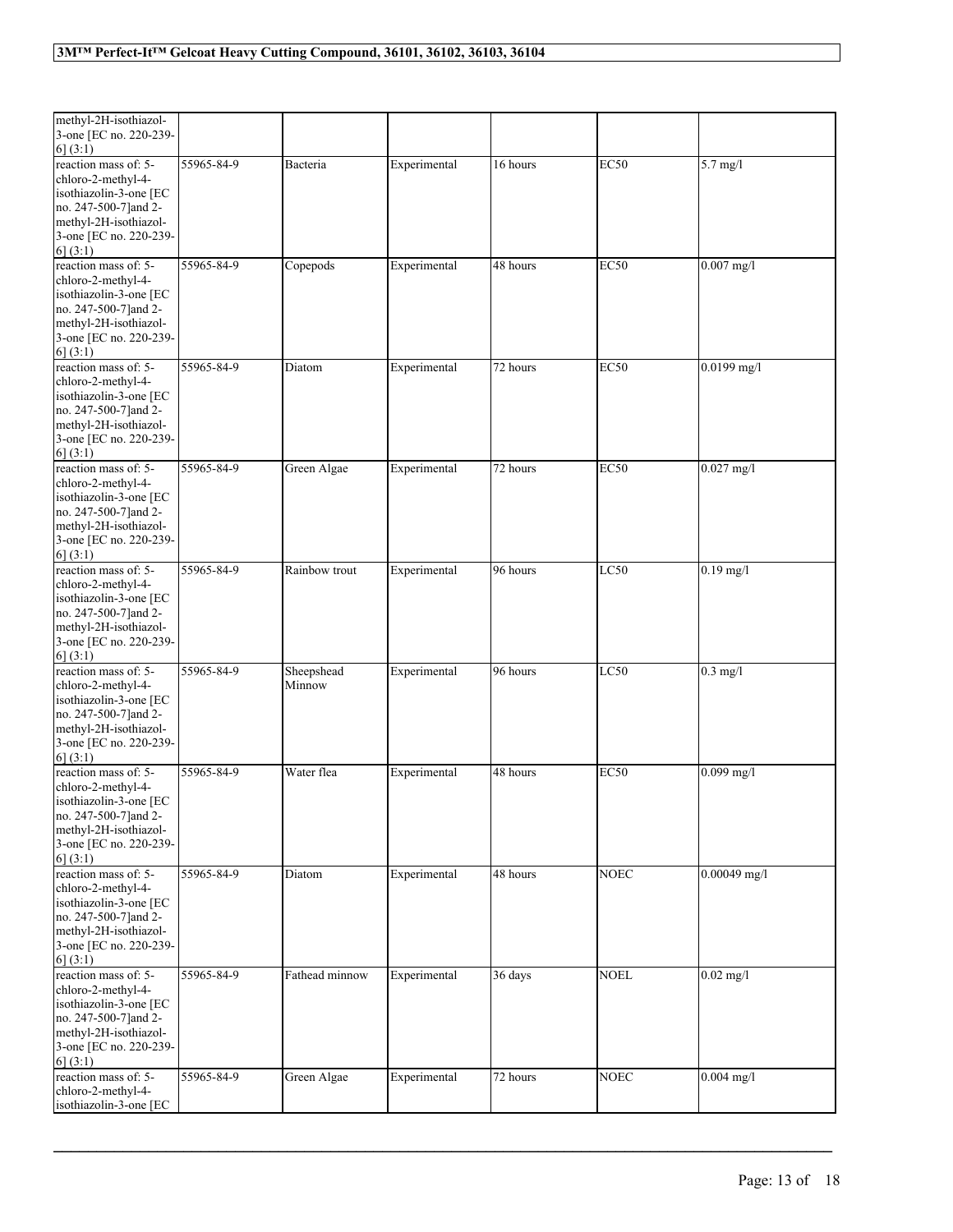| | | | | | | |
|---|---|---|---|---|---|---|
| methyl-2H-isothiazol-3-one [EC no. 220-239-6] (3:1) | | | | | | |
| reaction mass of: 5-chloro-2-methyl-4-isothiazolin-3-one [EC no. 247-500-7]and 2-methyl-2H-isothiazol-3-one [EC no. 220-239-6] (3:1) | 55965-84-9 | Bacteria | Experimental | 16 hours | EC50 | 5.7 mg/l |
| reaction mass of: 5-chloro-2-methyl-4-isothiazolin-3-one [EC no. 247-500-7]and 2-methyl-2H-isothiazol-3-one [EC no. 220-239-6] (3:1) | 55965-84-9 | Copepods | Experimental | 48 hours | EC50 | 0.007 mg/l |
| reaction mass of: 5-chloro-2-methyl-4-isothiazolin-3-one [EC no. 247-500-7]and 2-methyl-2H-isothiazol-3-one [EC no. 220-239-6] (3:1) | 55965-84-9 | Diatom | Experimental | 72 hours | EC50 | 0.0199 mg/l |
| reaction mass of: 5-chloro-2-methyl-4-isothiazolin-3-one [EC no. 247-500-7]and 2-methyl-2H-isothiazol-3-one [EC no. 220-239-6] (3:1) | 55965-84-9 | Green Algae | Experimental | 72 hours | EC50 | 0.027 mg/l |
| reaction mass of: 5-chloro-2-methyl-4-isothiazolin-3-one [EC no. 247-500-7]and 2-methyl-2H-isothiazol-3-one [EC no. 220-239-6] (3:1) | 55965-84-9 | Rainbow trout | Experimental | 96 hours | LC50 | 0.19 mg/l |
| reaction mass of: 5-chloro-2-methyl-4-isothiazolin-3-one [EC no. 247-500-7]and 2-methyl-2H-isothiazol-3-one [EC no. 220-239-6] (3:1) | 55965-84-9 | Sheepshead Minnow | Experimental | 96 hours | LC50 | 0.3 mg/l |
| reaction mass of: 5-chloro-2-methyl-4-isothiazolin-3-one [EC no. 247-500-7]and 2-methyl-2H-isothiazol-3-one [EC no. 220-239-6] (3:1) | 55965-84-9 | Water flea | Experimental | 48 hours | EC50 | 0.099 mg/l |
| reaction mass of: 5-chloro-2-methyl-4-isothiazolin-3-one [EC no. 247-500-7]and 2-methyl-2H-isothiazol-3-one [EC no. 220-239-6] (3:1) | 55965-84-9 | Diatom | Experimental | 48 hours | NOEC | 0.00049 mg/l |
| reaction mass of: 5-chloro-2-methyl-4-isothiazolin-3-one [EC no. 247-500-7]and 2-methyl-2H-isothiazol-3-one [EC no. 220-239-6] (3:1) | 55965-84-9 | Fathead minnow | Experimental | 36 days | NOEL | 0.02 mg/l |
| reaction mass of: 5-chloro-2-methyl-4-isothiazolin-3-one [EC | 55965-84-9 | Green Algae | Experimental | 72 hours | NOEC | 0.004 mg/l |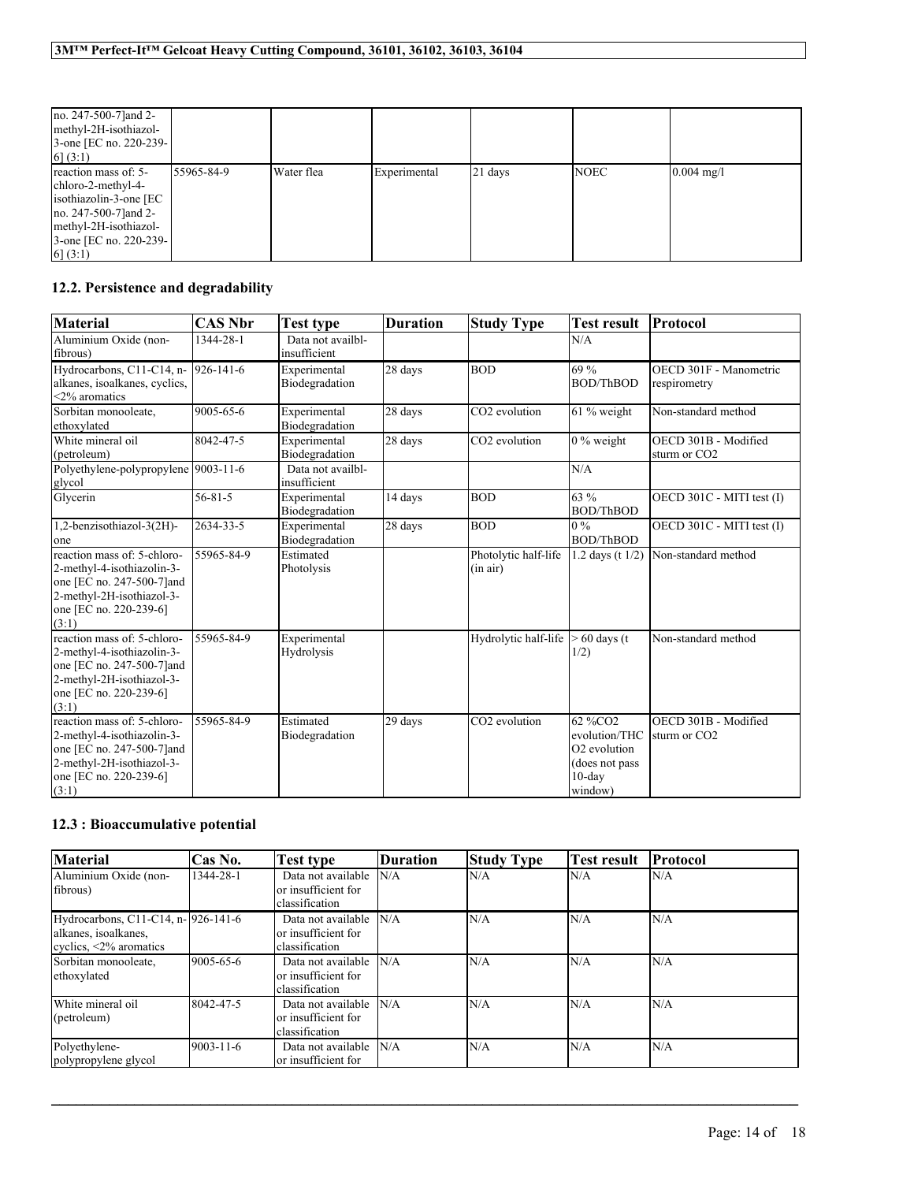| | | | | | | |
|---|---|---|---|---|---|---|
| no. 247-500-7]and 2-methyl-2H-isothiazol-3-one [EC no. 220-239-6] (3:1) | | | | | | |
| reaction mass of: 5-chloro-2-methyl-4-isothiazolin-3-one [EC no. 247-500-7]and 2-methyl-2H-isothiazol-3-one [EC no. 220-239-6] (3:1) | 55965-84-9 | Water flea | Experimental | 21 days | NOEC | 0.004 mg/l |

## 12.2. Persistence and degradability

| Material | CAS Nbr | Test type | Duration | Study Type | Test result | Protocol |
|---|---|---|---|---|---|---|
| Aluminium Oxide (non-fibrous) | 1344-28-1 | Data not availbl-insufficient | | | N/A | |
| Hydrocarbons, C11-C14, n-alkanes, isoalkanes, cyclics, <2% aromatics | 926-141-6 | Experimental Biodegradation | 28 days | BOD | 69 % BOD/ThBOD | OECD 301F - Manometric respirometry |
| Sorbitan monooleate, ethoxylated | 9005-65-6 | Experimental Biodegradation | 28 days | $CO_2$ evolution | 61 % weight | Non-standard method |
| White mineral oil (petroleum) | 8042-47-5 | Experimental Biodegradation | 28 days | $CO_2$ evolution | 0 % weight | OECD 301B - Modified sturm or $CO_2$ |
| Polyethylene-polypropylene glycol | 9003-11-6 | Data not availbl-insufficient | | | N/A | |
| Glycerin | 56-81-5 | Experimental Biodegradation | 14 days | BOD | 63 % BOD/ThBOD | OECD 301C - MITI test (I) |
| 1,2-benzisothiazol-3(2H)-one | 2634-33-5 | Experimental Biodegradation | 28 days | BOD | 0 % BOD/ThBOD | OECD 301C - MITI test (I) |
| reaction mass of: 5-chloro-2-methyl-4-isothiazolin-3-one [EC no. 247-500-7]and 2-methyl-2H-isothiazol-3-one [EC no. 220-239-6] (3:1) | 55965-84-9 | Estimated Photolysis | | Photolytic half-life (in air) | 1.2 days (t 1/2) | Non-standard method |
| reaction mass of: 5-chloro-2-methyl-4-isothiazolin-3-one [EC no. 247-500-7]and 2-methyl-2H-isothiazol-3-one [EC no. 220-239-6] (3:1) | 55965-84-9 | Experimental Hydrolysis | | Hydrolytic half-life | > 60 days (t 1/2) | Non-standard method |
| reaction mass of: 5-chloro-2-methyl-4-isothiazolin-3-one [EC no. 247-500-7]and 2-methyl-2H-isothiazol-3-one [EC no. 220-239-6] (3:1) | 55965-84-9 | Estimated Biodegradation | 29 days | $CO_2$ evolution | 62 %$CO_2$ evolution/THC$O_2$ evolution (does not pass 10-day window) | OECD 301B - Modified sturm or $CO_2$ |

## 12.3 : Bioaccumulative potential

| Material | Cas No. | Test type | Duration | Study Type | Test result | Protocol |
|---|---|---|---|---|---|---|
| Aluminium Oxide (non-fibrous) | 1344-28-1 | Data not available or insufficient for classification | N/A | N/A | N/A | N/A |
| Hydrocarbons, C11-C14, n-alkanes, isoalkanes, cyclics, <2% aromatics | 926-141-6 | Data not available or insufficient for classification | N/A | N/A | N/A | N/A |
| Sorbitan monooleate, ethoxylated | 9005-65-6 | Data not available or insufficient for classification | N/A | N/A | N/A | N/A |
| White mineral oil (petroleum) | 8042-47-5 | Data not available or insufficient for classification | N/A | N/A | N/A | N/A |
| Polyethylene-polypropylene glycol | 9003-11-6 | Data not available or insufficient for | N/A | N/A | N/A | N/A |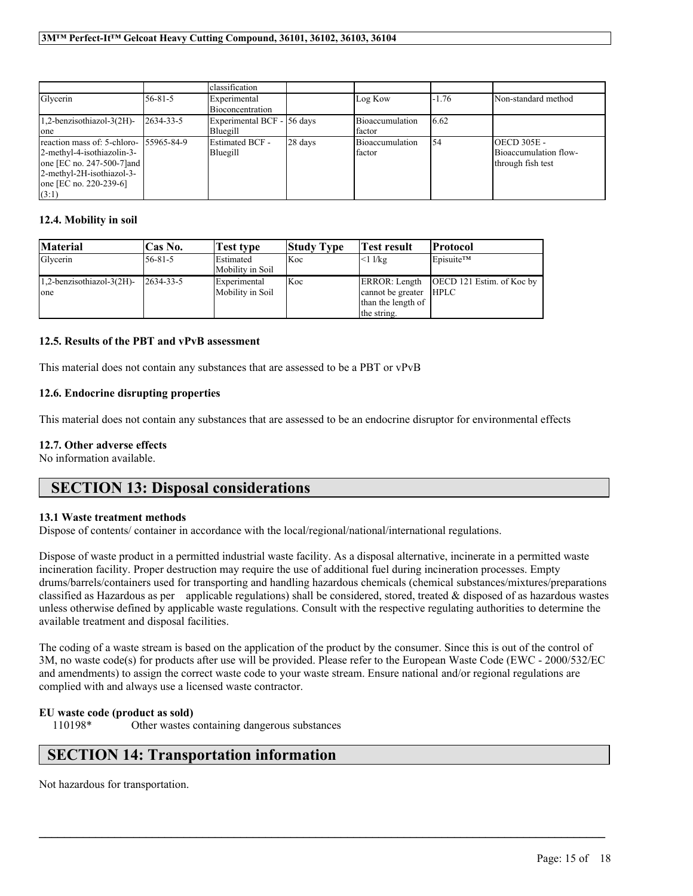| | | classification | | | | |
|---|---|---|---|---|---|---|
| Glycerin | 56-81-5 | Experimental Bioconcentration | | Log Kow | -1.76 | Non-standard method |
| 1,2-benzisothiazol-3(2H)-one | 2634-33-5 | Experimental BCF - Bluegill | 56 days | Bioaccumulation factor | 6.62 | |
| reaction mass of: 5-chloro-2-methyl-4-isothiazolin-3-one [EC no. 247-500-7]and 2-methyl-2H-isothiazol-3-one [EC no. 220-239-6] (3:1) | 55965-84-9 | Estimated BCF - Bluegill | 28 days | Bioaccumulation factor | 54 | OECD 305E - Bioaccumulation flow-through fish test |

### 12.4. Mobility in soil

| Material | Cas No. | Test type | Study Type | Test result | Protocol |
|---|---|---|---|---|---|
| Glycerin | 56-81-5 | Estimated Mobility in Soil | Koc | <1 l/kg | Episuite™ |
| 1,2-benzisothiazol-3(2H)-one | 2634-33-5 | Experimental Mobility in Soil | Koc | ERROR: Length cannot be greater than the length of the string. | OECD 121 Estim. of Koc by HPLC |

### 12.5. Results of the PBT and vPvB assessment

This material does not contain any substances that are assessed to be a PBT or vPvB

### 12.6. Endocrine disrupting properties

This material does not contain any substances that are assessed to be an endocrine disruptor for environmental effects

### 12.7. Other adverse effects

No information available.

## SECTION 13: Disposal considerations

### 13.1 Waste treatment methods

Dispose of contents/ container in accordance with the local/regional/national/international regulations.

Dispose of waste product in a permitted industrial waste facility. As a disposal alternative, incinerate in a permitted waste incineration facility. Proper destruction may require the use of additional fuel during incineration processes. Empty drums/barrels/containers used for transporting and handling hazardous chemicals (chemical substances/mixtures/preparations classified as Hazardous as per applicable regulations) shall be considered, stored, treated & disposed of as hazardous wastes unless otherwise defined by applicable waste regulations. Consult with the respective regulating authorities to determine the available treatment and disposal facilities.

The coding of a waste stream is based on the application of the product by the consumer. Since this is out of the control of 3M, no waste code(s) for products after use will be provided. Please refer to the European Waste Code (EWC - 2000/532/EC and amendments) to assign the correct waste code to your waste stream. Ensure national and/or regional regulations are complied with and always use a licensed waste contractor.

**EU waste code (product as sold)**

110198* Other wastes containing dangerous substances

## SECTION 14: Transportation information

Not hazardous for transportation.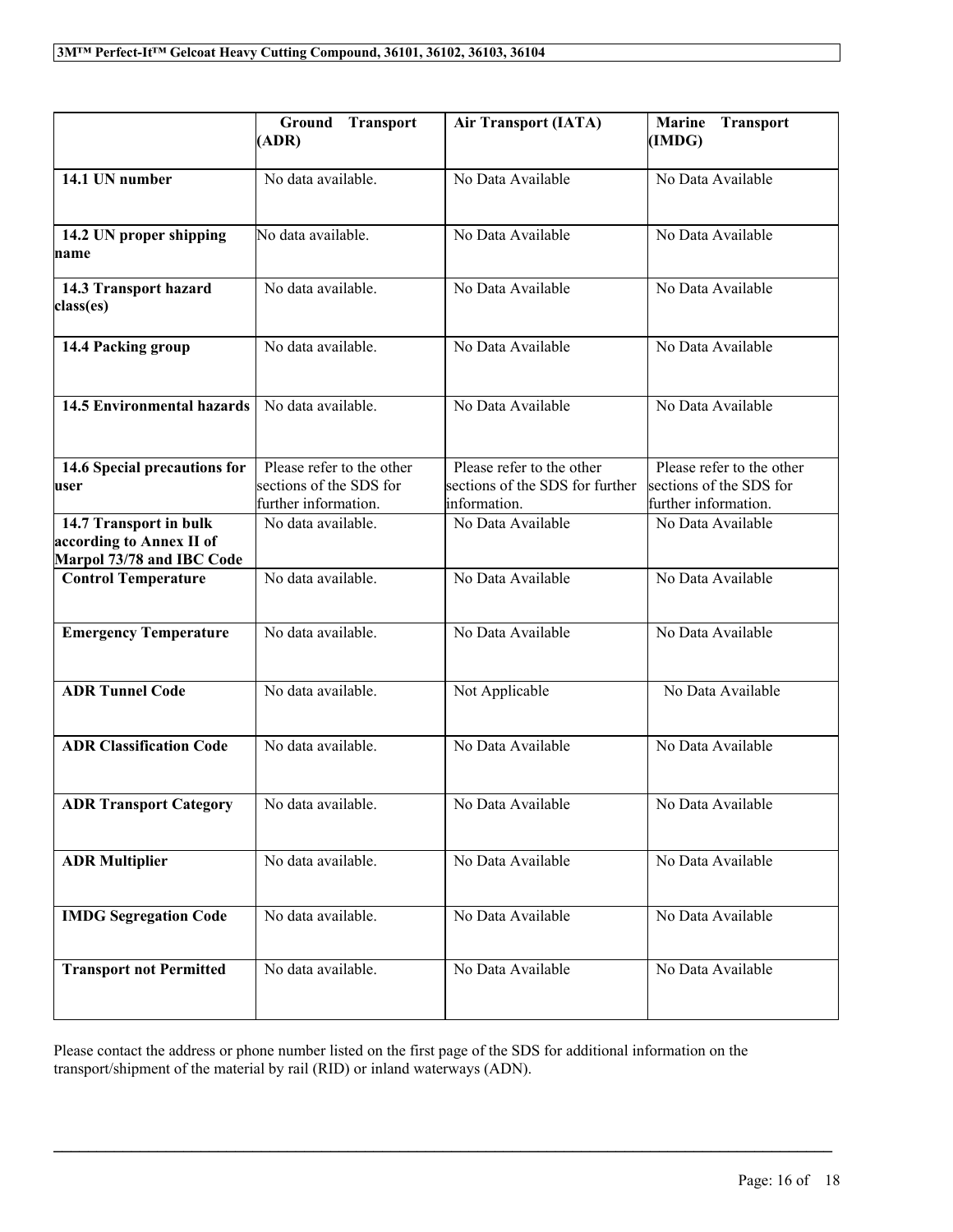| | Ground Transport (ADR) | Air Transport (IATA) | Marine Transport (IMDG) |
|---|---|---|---|
| **14.1 UN number** | No data available. | No Data Available | No Data Available |
| **14.2 UN proper shipping name** | No data available. | No Data Available | No Data Available |
| **14.3 Transport hazard class(es)** | No data available. | No Data Available | No Data Available |
| **14.4 Packing group** | No data available. | No Data Available | No Data Available |
| **14.5 Environmental hazards** | No data available. | No Data Available | No Data Available |
| **14.6 Special precautions for user** | Please refer to the other sections of the SDS for further information. | Please refer to the other sections of the SDS for further information. | Please refer to the other sections of the SDS for further information. |
| **14.7 Transport in bulk according to Annex II of Marpol 73/78 and IBC Code** | No data available. | No Data Available | No Data Available |
| **Control Temperature** | No data available. | No Data Available | No Data Available |
| **Emergency Temperature** | No data available. | No Data Available | No Data Available |
| **ADR Tunnel Code** | No data available. | Not Applicable | No Data Available |
| **ADR Classification Code** | No data available. | No Data Available | No Data Available |
| **ADR Transport Category** | No data available. | No Data Available | No Data Available |
| **ADR Multiplier** | No data available. | No Data Available | No Data Available |
| **IMDG Segregation Code** | No data available. | No Data Available | No Data Available |
| **Transport not Permitted** | No data available. | No Data Available | No Data Available |

Please contact the address or phone number listed on the first page of the SDS for additional information on the transport/shipment of the material by rail (RID) or inland waterways (ADN).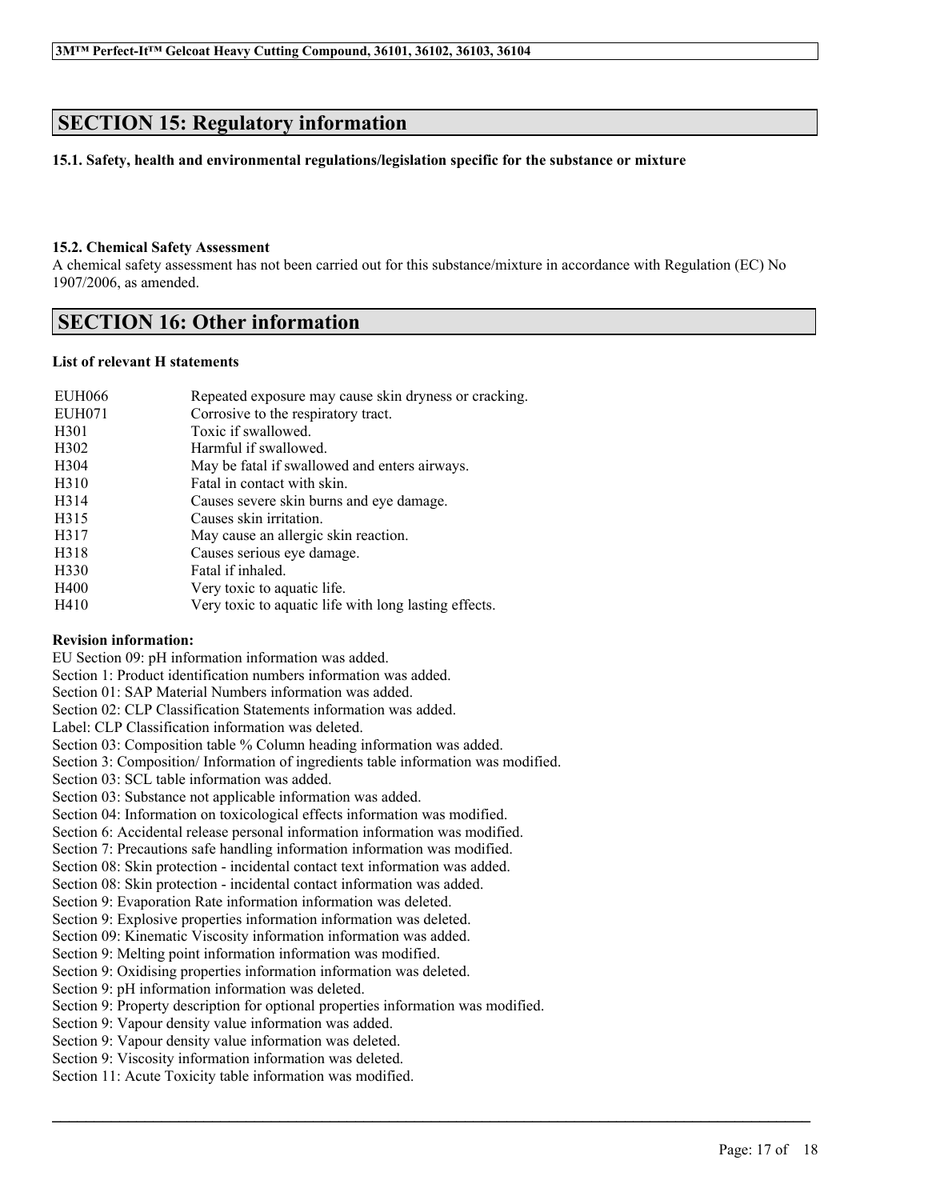## SECTION 15: Regulatory information

**15.1. Safety, health and environmental regulations/legislation specific for the substance or mixture**

**15.2. Chemical Safety Assessment**

A chemical safety assessment has not been carried out for this substance/mixture in accordance with Regulation (EC) No 1907/2006, as amended.

## SECTION 16: Other information

**List of relevant H statements**

| | |
|---|---|
| EUH066 | Repeated exposure may cause skin dryness or cracking. |
| EUH071 | Corrosive to the respiratory tract. |
| H301 | Toxic if swallowed. |
| H302 | Harmful if swallowed. |
| H304 | May be fatal if swallowed and enters airways. |
| H310 | Fatal in contact with skin. |
| H314 | Causes severe skin burns and eye damage. |
| H315 | Causes skin irritation. |
| H317 | May cause an allergic skin reaction. |
| H318 | Causes serious eye damage. |
| H330 | Fatal if inhaled. |
| H400 | Very toxic to aquatic life. |
| H410 | Very toxic to aquatic life with long lasting effects. |

**Revision information:**

EU Section 09: pH information information was added.
Section 1: Product identification numbers information was added.
Section 01: SAP Material Numbers information was added.
Section 02: CLP Classification Statements information was added.
Label: CLP Classification information was deleted.
Section 03: Composition table % Column heading information was added.
Section 3: Composition/ Information of ingredients table information was modified.
Section 03: SCL table information was added.
Section 03: Substance not applicable information was added.
Section 04: Information on toxicological effects information was modified.
Section 6: Accidental release personal information information was modified.
Section 7: Precautions safe handling information information was modified.
Section 08: Skin protection - incidental contact text information was added.
Section 08: Skin protection - incidental contact information was added.
Section 9: Evaporation Rate information information was deleted.
Section 9: Explosive properties information information was deleted.
Section 09: Kinematic Viscosity information information was added.
Section 9: Melting point information information was modified.
Section 9: Oxidising properties information information was deleted.
Section 9: pH information information was deleted.
Section 9: Property description for optional properties information was modified.
Section 9: Vapour density value information was added.
Section 9: Vapour density value information was deleted.
Section 9: Viscosity information information was deleted.
Section 11: Acute Toxicity table information was modified.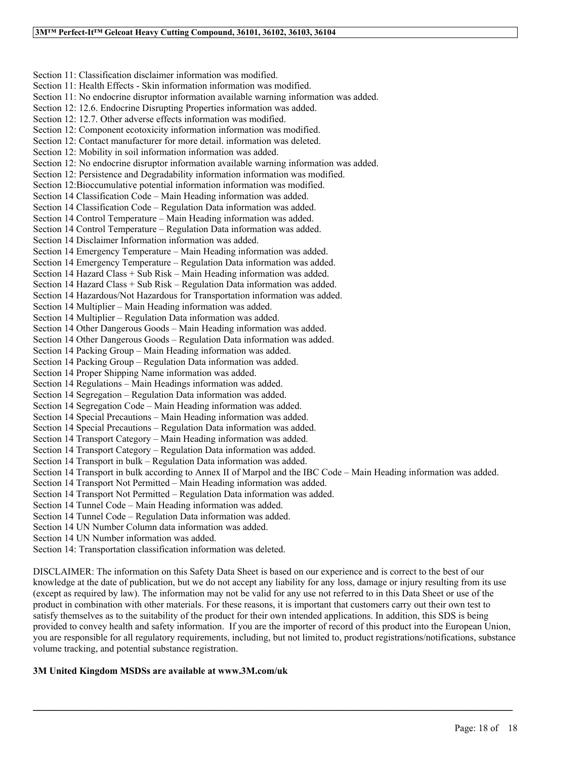Section 11: Classification disclaimer information was modified.
Section 11: Health Effects - Skin information information was modified.
Section 11: No endocrine disruptor information available warning information was added.
Section 12: 12.6. Endocrine Disrupting Properties information was added.
Section 12: 12.7. Other adverse effects information was modified.
Section 12: Component ecotoxicity information information was modified.
Section 12: Contact manufacturer for more detail. information was deleted.
Section 12: Mobility in soil information information was added.
Section 12: No endocrine disruptor information available warning information was added.
Section 12: Persistence and Degradability information information was modified.
Section 12:Bioccumulative potential information information was modified.
Section 14 Classification Code – Main Heading information was added.
Section 14 Classification Code – Regulation Data information was added.
Section 14 Control Temperature – Main Heading information was added.
Section 14 Control Temperature – Regulation Data information was added.
Section 14 Disclaimer Information information was added.
Section 14 Emergency Temperature – Main Heading information was added.
Section 14 Emergency Temperature – Regulation Data information was added.
Section 14 Hazard Class + Sub Risk – Main Heading information was added.
Section 14 Hazard Class + Sub Risk – Regulation Data information was added.
Section 14 Hazardous/Not Hazardous for Transportation information was added.
Section 14 Multiplier – Main Heading information was added.
Section 14 Multiplier – Regulation Data information was added.
Section 14 Other Dangerous Goods – Main Heading information was added.
Section 14 Other Dangerous Goods – Regulation Data information was added.
Section 14 Packing Group – Main Heading information was added.
Section 14 Packing Group – Regulation Data information was added.
Section 14 Proper Shipping Name information was added.
Section 14 Regulations – Main Headings information was added.
Section 14 Segregation – Regulation Data information was added.
Section 14 Segregation Code – Main Heading information was added.
Section 14 Special Precautions – Main Heading information was added.
Section 14 Special Precautions – Regulation Data information was added.
Section 14 Transport Category – Main Heading information was added.
Section 14 Transport Category – Regulation Data information was added.
Section 14 Transport in bulk – Regulation Data information was added.
Section 14 Transport in bulk according to Annex II of Marpol and the IBC Code – Main Heading information was added.
Section 14 Transport Not Permitted – Main Heading information was added.
Section 14 Transport Not Permitted – Regulation Data information was added.
Section 14 Tunnel Code – Main Heading information was added.
Section 14 Tunnel Code – Regulation Data information was added.
Section 14 UN Number Column data information was added.
Section 14 UN Number information was added.
Section 14: Transportation classification information was deleted.

DISCLAIMER: The information on this Safety Data Sheet is based on our experience and is correct to the best of our knowledge at the date of publication, but we do not accept any liability for any loss, damage or injury resulting from its use (except as required by law). The information may not be valid for any use not referred to in this Data Sheet or use of the product in combination with other materials. For these reasons, it is important that customers carry out their own test to satisfy themselves as to the suitability of the product for their own intended applications. In addition, this SDS is being provided to convey health and safety information. If you are the importer of record of this product into the European Union, you are responsible for all regulatory requirements, including, but not limited to, product registrations/notifications, substance volume tracking, and potential substance registration.

**3M United Kingdom MSDSs are available at www.3M.com/uk**